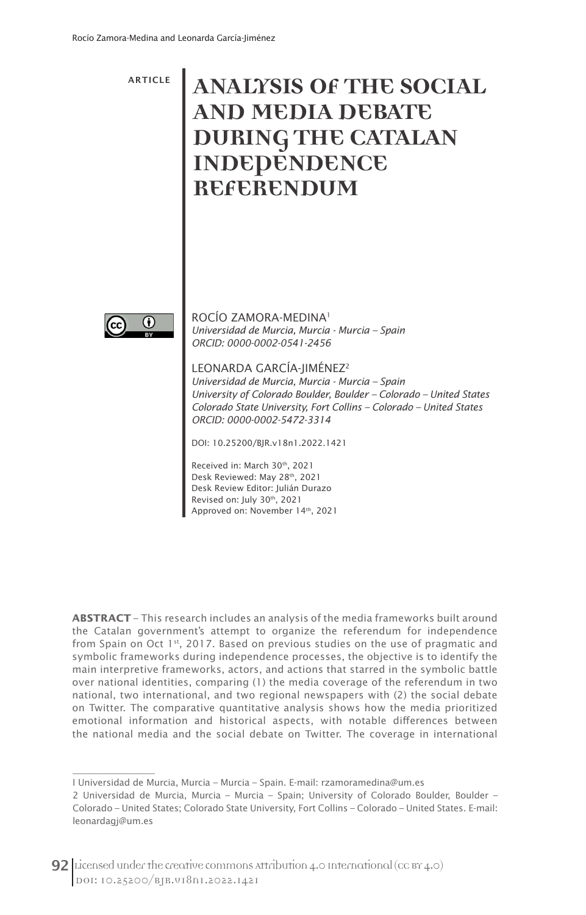ARTICLE

# ANALYSIS OF THE SOCIAL AND MEDIA DEBATE DURING THE CATALAN INDEPENDENCE REFERENDUM

ROCÍO ZAMORA-MEDINA[1]
*Universidad de Murcia, Murcia - Murcia – Spain*
*ORCID: 0000-0002-0541-2456*

LEONARDA GARCÍA-JIMÉNEZ[2]
*Universidad de Murcia, Murcia - Murcia – Spain*
*University of Colorado Boulder, Boulder – Colorado – United States*
*Colorado State University, Fort Collins – Colorado – United States*
*ORCID: 0000-0002-5472-3314*

DOI: 10.25200/BJR.v18n1.2022.1421

Received in: March 30th, 2021
Desk Reviewed: May 28th, 2021
Desk Review Editor: Julián Durazo
Revised on: July 30th, 2021
Approved on: November 14th, 2021

**ABSTRACT** – This research includes an analysis of the media frameworks built around the Catalan government's attempt to organize the referendum for independence from Spain on Oct 1st, 2017. Based on previous studies on the use of pragmatic and symbolic frameworks during independence processes, the objective is to identify the main interpretive frameworks, actors, and actions that starred in the symbolic battle over national identities, comparing (1) the media coverage of the referendum in two national, two international, and two regional newspapers with (2) the social debate on Twitter. The comparative quantitative analysis shows how the media prioritized emotional information and historical aspects, with notable differences between the national media and the social debate on Twitter. The coverage in international

1 Universidad de Murcia, Murcia – Murcia – Spain. E-mail: rzamoramedina@um.es

2 Universidad de Murcia, Murcia – Murcia – Spain; University of Colorado Boulder, Boulder – Colorado – United States; Colorado State University, Fort Collins – Colorado – United States. E-mail: leonardagj@um.es

Licensed under the creative commons Attribution 4.0 International (CC BY 4.0)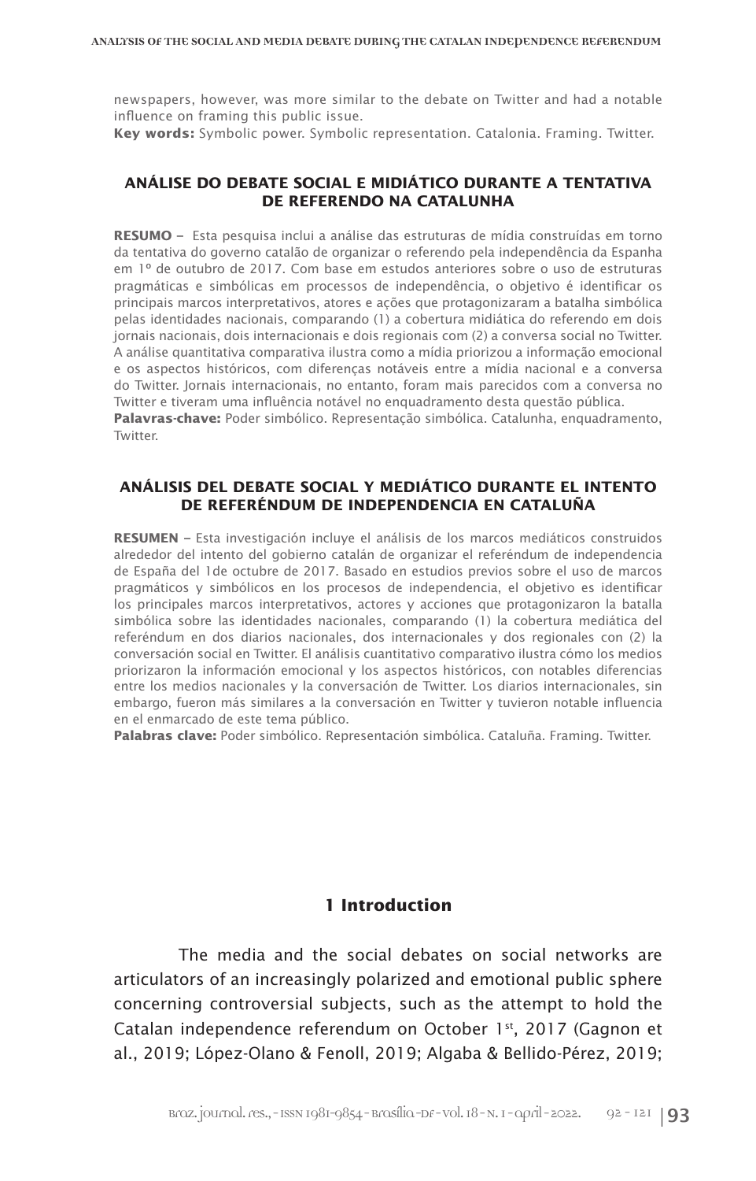newspapers, however, was more similar to the debate on Twitter and had a notable influence on framing this public issue.

**Key words:** Symbolic power. Symbolic representation. Catalonia. Framing. Twitter.

## ANÁLISE DO DEBATE SOCIAL E MIDIÁTICO DURANTE A TENTATIVA DE REFERENDO NA CATALUNHA

**RESUMO –** Esta pesquisa inclui a análise das estruturas de mídia construídas em torno da tentativa do governo catalão de organizar o referendo pela independência da Espanha em 1º de outubro de 2017. Com base em estudos anteriores sobre o uso de estruturas pragmáticas e simbólicas em processos de independência, o objetivo é identificar os principais marcos interpretativos, atores e ações que protagonizaram a batalha simbólica pelas identidades nacionais, comparando (1) a cobertura midiática do referendo em dois jornais nacionais, dois internacionais e dois regionais com (2) a conversa social no Twitter. A análise quantitativa comparativa ilustra como a mídia priorizou a informação emocional e os aspectos históricos, com diferenças notáveis entre a mídia nacional e a conversa do Twitter. Jornais internacionais, no entanto, foram mais parecidos com a conversa no Twitter e tiveram uma influência notável no enquadramento desta questão pública.

**Palavras-chave:** Poder simbólico. Representação simbólica. Catalunha, enquadramento, Twitter.

## ANÁLISIS DEL DEBATE SOCIAL Y MEDIÁTICO DURANTE EL INTENTO DE REFERÉNDUM DE INDEPENDENCIA EN CATALUÑA

**RESUMEN –** Esta investigación incluye el análisis de los marcos mediáticos construidos alrededor del intento del gobierno catalán de organizar el referéndum de independencia de España del 1de octubre de 2017. Basado en estudios previos sobre el uso de marcos pragmáticos y simbólicos en los procesos de independencia, el objetivo es identificar los principales marcos interpretativos, actores y acciones que protagonizaron la batalla simbólica sobre las identidades nacionales, comparando (1) la cobertura mediática del referéndum en dos diarios nacionales, dos internacionales y dos regionales con (2) la conversación social en Twitter. El análisis cuantitativo comparativo ilustra cómo los medios priorizaron la información emocional y los aspectos históricos, con notables diferencias entre los medios nacionales y la conversación de Twitter. Los diarios internacionales, sin embargo, fueron más similares a la conversación en Twitter y tuvieron notable influencia en el enmarcado de este tema público.

**Palabras clave:** Poder simbólico. Representación simbólica. Cataluña. Framing. Twitter.

## 1 Introduction

The media and the social debates on social networks are articulators of an increasingly polarized and emotional public sphere concerning controversial subjects, such as the attempt to hold the Catalan independence referendum on October 1st, 2017 (Gagnon et al., 2019; López-Olano & Fenoll, 2019; Algaba & Bellido-Pérez, 2019;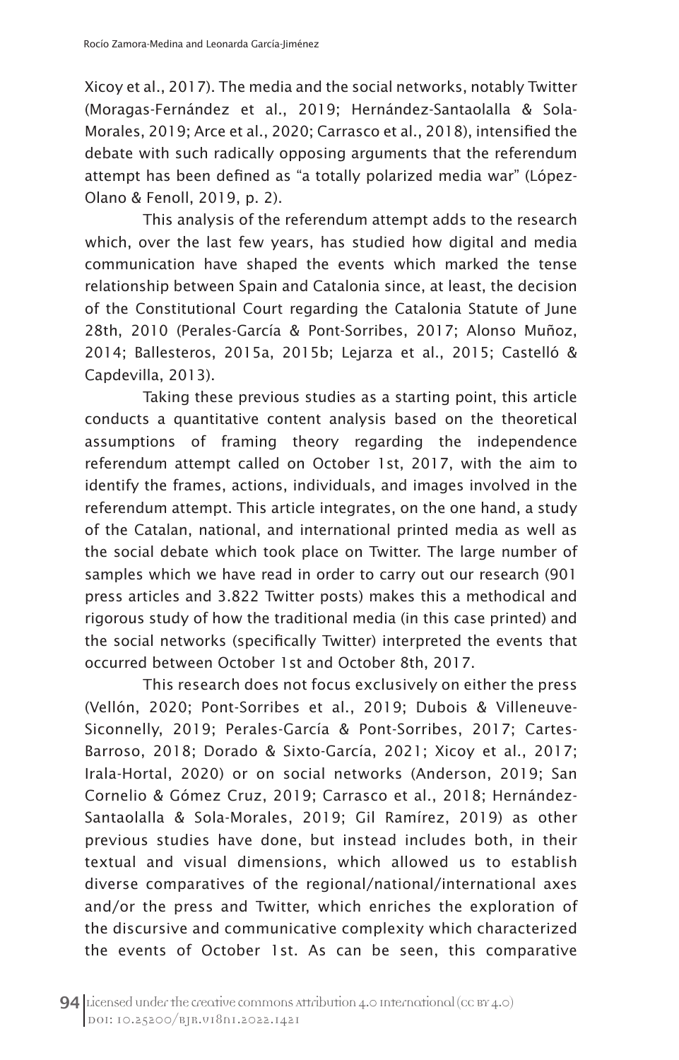Xicoy et al., 2017). The media and the social networks, notably Twitter (Moragas-Fernández et al., 2019; Hernández-Santaolalla & Sola-Morales, 2019; Arce et al., 2020; Carrasco et al., 2018), intensified the debate with such radically opposing arguments that the referendum attempt has been defined as "a totally polarized media war" (López-Olano & Fenoll, 2019, p. 2).

This analysis of the referendum attempt adds to the research which, over the last few years, has studied how digital and media communication have shaped the events which marked the tense relationship between Spain and Catalonia since, at least, the decision of the Constitutional Court regarding the Catalonia Statute of June 28th, 2010 (Perales-García & Pont-Sorribes, 2017; Alonso Muñoz, 2014; Ballesteros, 2015a, 2015b; Lejarza et al., 2015; Castelló & Capdevilla, 2013).

Taking these previous studies as a starting point, this article conducts a quantitative content analysis based on the theoretical assumptions of framing theory regarding the independence referendum attempt called on October 1st, 2017, with the aim to identify the frames, actions, individuals, and images involved in the referendum attempt. This article integrates, on the one hand, a study of the Catalan, national, and international printed media as well as the social debate which took place on Twitter. The large number of samples which we have read in order to carry out our research (901 press articles and 3.822 Twitter posts) makes this a methodical and rigorous study of how the traditional media (in this case printed) and the social networks (specifically Twitter) interpreted the events that occurred between October 1st and October 8th, 2017.

This research does not focus exclusively on either the press (Vellón, 2020; Pont-Sorribes et al., 2019; Dubois & Villeneuve-Siconnelly, 2019; Perales-García & Pont-Sorribes, 2017; Cartes-Barroso, 2018; Dorado & Sixto-García, 2021; Xicoy et al., 2017; Irala-Hortal, 2020) or on social networks (Anderson, 2019; San Cornelio & Gómez Cruz, 2019; Carrasco et al., 2018; Hernández-Santaolalla & Sola-Morales, 2019; Gil Ramírez, 2019) as other previous studies have done, but instead includes both, in their textual and visual dimensions, which allowed us to establish diverse comparatives of the regional/national/international axes and/or the press and Twitter, which enriches the exploration of the discursive and communicative complexity which characterized the events of October 1st. As can be seen, this comparative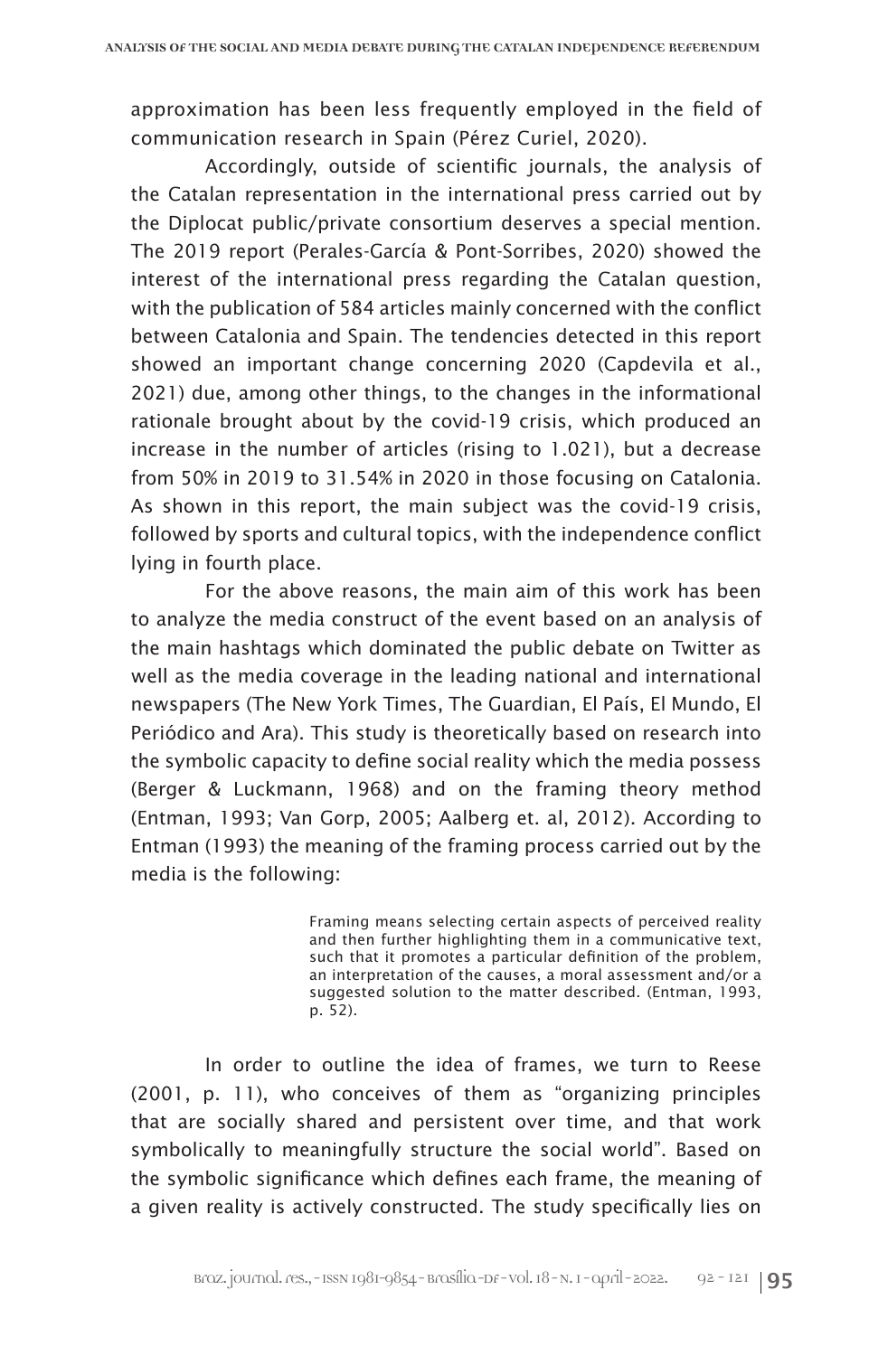approximation has been less frequently employed in the field of communication research in Spain (Pérez Curiel, 2020).

Accordingly, outside of scientific journals, the analysis of the Catalan representation in the international press carried out by the Diplocat public/private consortium deserves a special mention. The 2019 report (Perales-García & Pont-Sorribes, 2020) showed the interest of the international press regarding the Catalan question, with the publication of 584 articles mainly concerned with the conflict between Catalonia and Spain. The tendencies detected in this report showed an important change concerning 2020 (Capdevila et al., 2021) due, among other things, to the changes in the informational rationale brought about by the covid-19 crisis, which produced an increase in the number of articles (rising to 1.021), but a decrease from 50% in 2019 to 31.54% in 2020 in those focusing on Catalonia. As shown in this report, the main subject was the covid-19 crisis, followed by sports and cultural topics, with the independence conflict lying in fourth place.

For the above reasons, the main aim of this work has been to analyze the media construct of the event based on an analysis of the main hashtags which dominated the public debate on Twitter as well as the media coverage in the leading national and international newspapers (The New York Times, The Guardian, El País, El Mundo, El Periódico and Ara). This study is theoretically based on research into the symbolic capacity to define social reality which the media possess (Berger & Luckmann, 1968) and on the framing theory method (Entman, 1993; Van Gorp, 2005; Aalberg et. al, 2012). According to Entman (1993) the meaning of the framing process carried out by the media is the following:

> Framing means selecting certain aspects of perceived reality and then further highlighting them in a communicative text, such that it promotes a particular definition of the problem, an interpretation of the causes, a moral assessment and/or a suggested solution to the matter described. (Entman, 1993, p. 52).

In order to outline the idea of frames, we turn to Reese (2001, p. 11), who conceives of them as "organizing principles that are socially shared and persistent over time, and that work symbolically to meaningfully structure the social world". Based on the symbolic significance which defines each frame, the meaning of a given reality is actively constructed. The study specifically lies on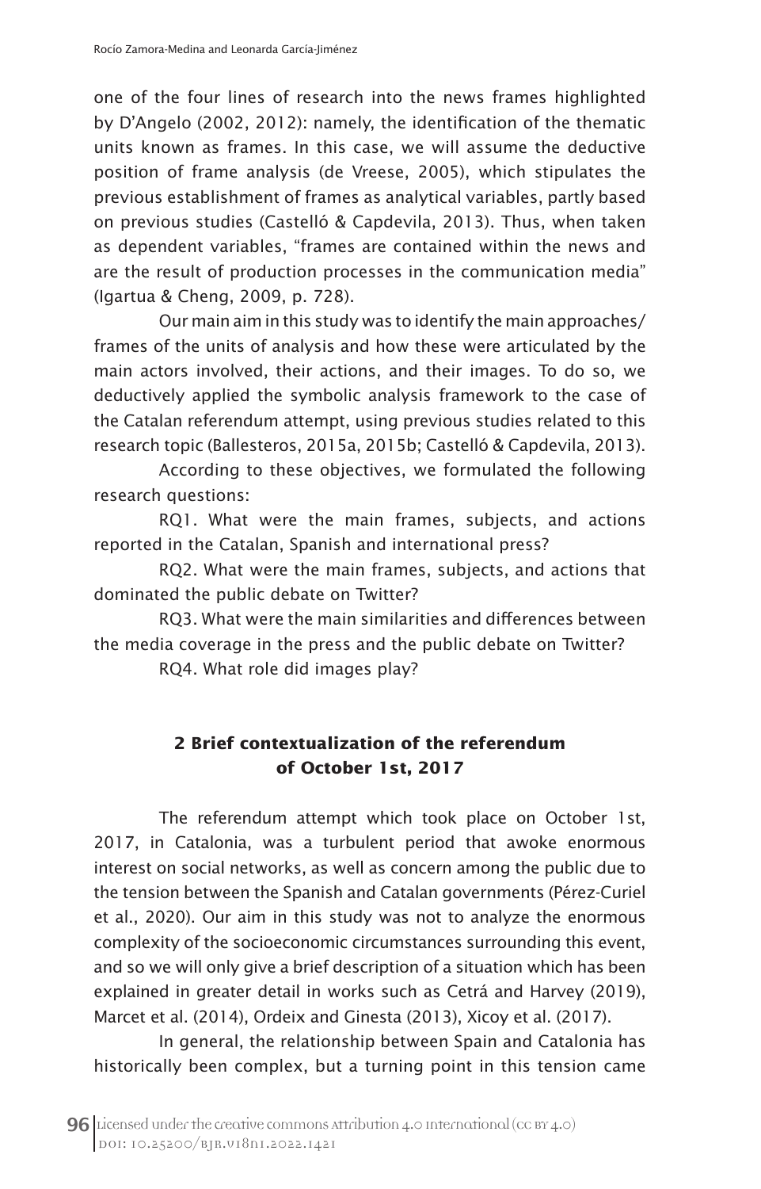one of the four lines of research into the news frames highlighted by D'Angelo (2002, 2012): namely, the identification of the thematic units known as frames. In this case, we will assume the deductive position of frame analysis (de Vreese, 2005), which stipulates the previous establishment of frames as analytical variables, partly based on previous studies (Castelló & Capdevila, 2013). Thus, when taken as dependent variables, "frames are contained within the news and are the result of production processes in the communication media" (Igartua & Cheng, 2009, p. 728).

Our main aim in this study was to identify the main approaches/frames of the units of analysis and how these were articulated by the main actors involved, their actions, and their images. To do so, we deductively applied the symbolic analysis framework to the case of the Catalan referendum attempt, using previous studies related to this research topic (Ballesteros, 2015a, 2015b; Castelló & Capdevila, 2013).

According to these objectives, we formulated the following research questions:

RQ1. What were the main frames, subjects, and actions reported in the Catalan, Spanish and international press?

RQ2. What were the main frames, subjects, and actions that dominated the public debate on Twitter?

RQ3. What were the main similarities and differences between the media coverage in the press and the public debate on Twitter?

RQ4. What role did images play?

## 2 Brief contextualization of the referendum of October 1st, 2017

The referendum attempt which took place on October 1st, 2017, in Catalonia, was a turbulent period that awoke enormous interest on social networks, as well as concern among the public due to the tension between the Spanish and Catalan governments (Pérez-Curiel et al., 2020). Our aim in this study was not to analyze the enormous complexity of the socioeconomic circumstances surrounding this event, and so we will only give a brief description of a situation which has been explained in greater detail in works such as Cetrá and Harvey (2019), Marcet et al. (2014), Ordeix and Ginesta (2013), Xicoy et al. (2017).

In general, the relationship between Spain and Catalonia has historically been complex, but a turning point in this tension came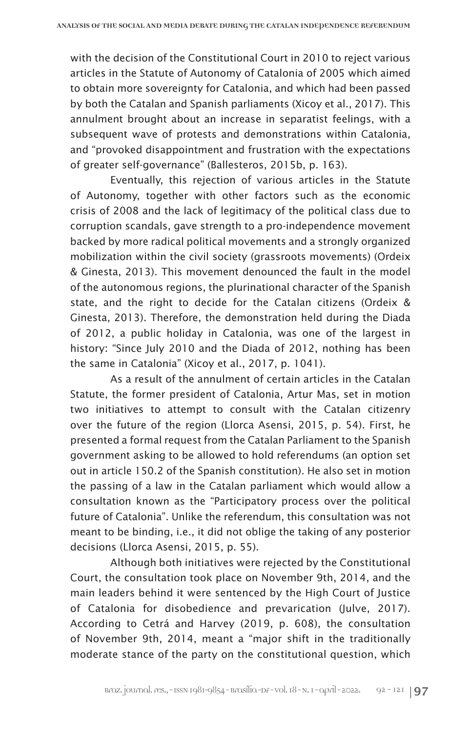with the decision of the Constitutional Court in 2010 to reject various articles in the Statute of Autonomy of Catalonia of 2005 which aimed to obtain more sovereignty for Catalonia, and which had been passed by both the Catalan and Spanish parliaments (Xicoy et al., 2017). This annulment brought about an increase in separatist feelings, with a subsequent wave of protests and demonstrations within Catalonia, and "provoked disappointment and frustration with the expectations of greater self-governance" (Ballesteros, 2015b, p. 163).

Eventually, this rejection of various articles in the Statute of Autonomy, together with other factors such as the economic crisis of 2008 and the lack of legitimacy of the political class due to corruption scandals, gave strength to a pro-independence movement backed by more radical political movements and a strongly organized mobilization within the civil society (grassroots movements) (Ordeix & Ginesta, 2013). This movement denounced the fault in the model of the autonomous regions, the plurinational character of the Spanish state, and the right to decide for the Catalan citizens (Ordeix & Ginesta, 2013). Therefore, the demonstration held during the Diada of 2012, a public holiday in Catalonia, was one of the largest in history: "Since July 2010 and the Diada of 2012, nothing has been the same in Catalonia" (Xicoy et al., 2017, p. 1041).

As a result of the annulment of certain articles in the Catalan Statute, the former president of Catalonia, Artur Mas, set in motion two initiatives to attempt to consult with the Catalan citizenry over the future of the region (Llorca Asensi, 2015, p. 54). First, he presented a formal request from the Catalan Parliament to the Spanish government asking to be allowed to hold referendums (an option set out in article 150.2 of the Spanish constitution). He also set in motion the passing of a law in the Catalan parliament which would allow a consultation known as the "Participatory process over the political future of Catalonia". Unlike the referendum, this consultation was not meant to be binding, i.e., it did not oblige the taking of any posterior decisions (Llorca Asensi, 2015, p. 55).

Although both initiatives were rejected by the Constitutional Court, the consultation took place on November 9th, 2014, and the main leaders behind it were sentenced by the High Court of Justice of Catalonia for disobedience and prevarication (Julve, 2017). According to Cetrá and Harvey (2019, p. 608), the consultation of November 9th, 2014, meant a "major shift in the traditionally moderate stance of the party on the constitutional question, which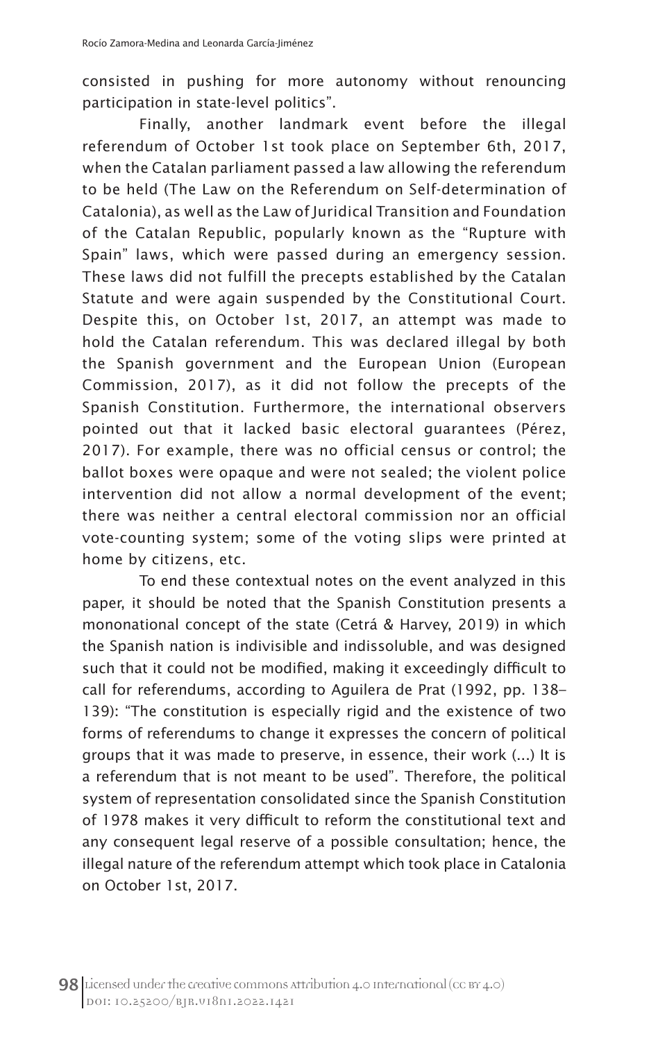consisted in pushing for more autonomy without renouncing participation in state-level politics".

Finally, another landmark event before the illegal referendum of October 1st took place on September 6th, 2017, when the Catalan parliament passed a law allowing the referendum to be held (The Law on the Referendum on Self-determination of Catalonia), as well as the Law of Juridical Transition and Foundation of the Catalan Republic, popularly known as the "Rupture with Spain" laws, which were passed during an emergency session. These laws did not fulfill the precepts established by the Catalan Statute and were again suspended by the Constitutional Court. Despite this, on October 1st, 2017, an attempt was made to hold the Catalan referendum. This was declared illegal by both the Spanish government and the European Union (European Commission, 2017), as it did not follow the precepts of the Spanish Constitution. Furthermore, the international observers pointed out that it lacked basic electoral guarantees (Pérez, 2017). For example, there was no official census or control; the ballot boxes were opaque and were not sealed; the violent police intervention did not allow a normal development of the event; there was neither a central electoral commission nor an official vote-counting system; some of the voting slips were printed at home by citizens, etc.

To end these contextual notes on the event analyzed in this paper, it should be noted that the Spanish Constitution presents a mononational concept of the state (Cetrá & Harvey, 2019) in which the Spanish nation is indivisible and indissoluble, and was designed such that it could not be modified, making it exceedingly difficult to call for referendums, according to Aguilera de Prat (1992, pp. 138–139): "The constitution is especially rigid and the existence of two forms of referendums to change it expresses the concern of political groups that it was made to preserve, in essence, their work (...) It is a referendum that is not meant to be used". Therefore, the political system of representation consolidated since the Spanish Constitution of 1978 makes it very difficult to reform the constitutional text and any consequent legal reserve of a possible consultation; hence, the illegal nature of the referendum attempt which took place in Catalonia on October 1st, 2017.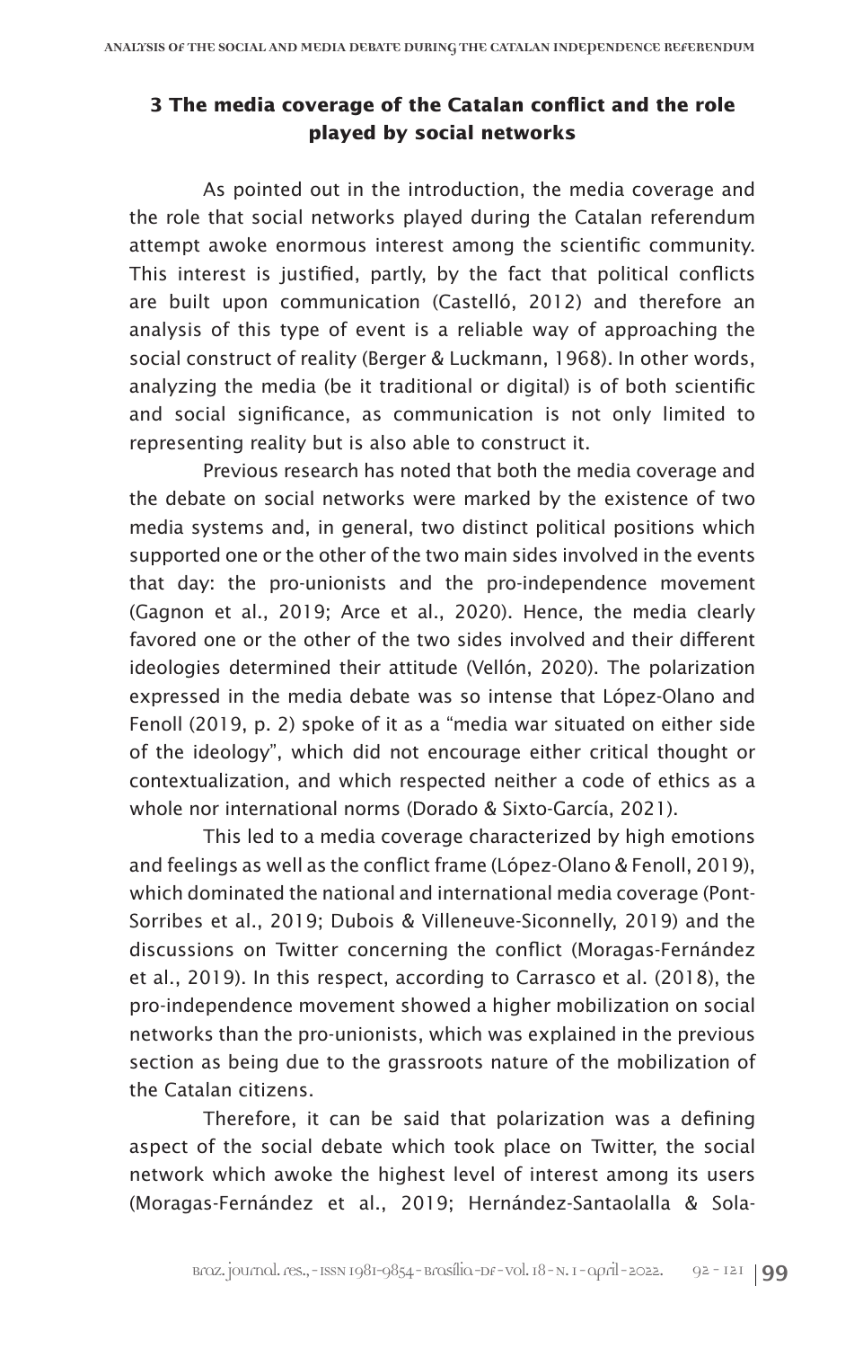## 3 The media coverage of the Catalan conflict and the role played by social networks

As pointed out in the introduction, the media coverage and the role that social networks played during the Catalan referendum attempt awoke enormous interest among the scientific community. This interest is justified, partly, by the fact that political conflicts are built upon communication (Castelló, 2012) and therefore an analysis of this type of event is a reliable way of approaching the social construct of reality (Berger & Luckmann, 1968). In other words, analyzing the media (be it traditional or digital) is of both scientific and social significance, as communication is not only limited to representing reality but is also able to construct it.

Previous research has noted that both the media coverage and the debate on social networks were marked by the existence of two media systems and, in general, two distinct political positions which supported one or the other of the two main sides involved in the events that day: the pro-unionists and the pro-independence movement (Gagnon et al., 2019; Arce et al., 2020). Hence, the media clearly favored one or the other of the two sides involved and their different ideologies determined their attitude (Vellón, 2020). The polarization expressed in the media debate was so intense that López-Olano and Fenoll (2019, p. 2) spoke of it as a "media war situated on either side of the ideology", which did not encourage either critical thought or contextualization, and which respected neither a code of ethics as a whole nor international norms (Dorado & Sixto-García, 2021).

This led to a media coverage characterized by high emotions and feelings as well as the conflict frame (López-Olano & Fenoll, 2019), which dominated the national and international media coverage (Pont-Sorribes et al., 2019; Dubois & Villeneuve-Siconnelly, 2019) and the discussions on Twitter concerning the conflict (Moragas-Fernández et al., 2019). In this respect, according to Carrasco et al. (2018), the pro-independence movement showed a higher mobilization on social networks than the pro-unionists, which was explained in the previous section as being due to the grassroots nature of the mobilization of the Catalan citizens.

Therefore, it can be said that polarization was a defining aspect of the social debate which took place on Twitter, the social network which awoke the highest level of interest among its users (Moragas-Fernández et al., 2019; Hernández-Santaolalla & Sola-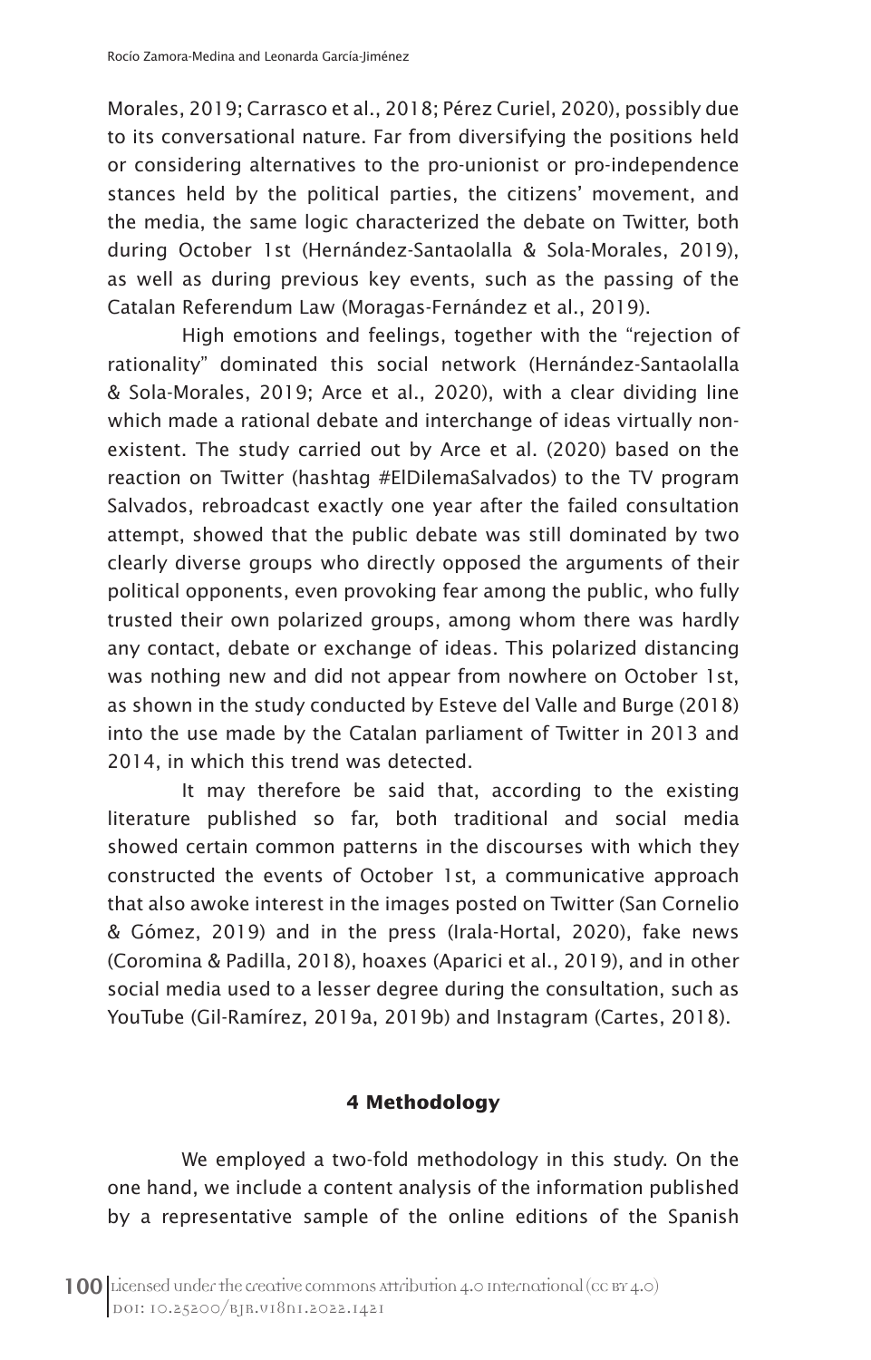Morales, 2019; Carrasco et al., 2018; Pérez Curiel, 2020), possibly due to its conversational nature. Far from diversifying the positions held or considering alternatives to the pro-unionist or pro-independence stances held by the political parties, the citizens' movement, and the media, the same logic characterized the debate on Twitter, both during October 1st (Hernández-Santaolalla & Sola-Morales, 2019), as well as during previous key events, such as the passing of the Catalan Referendum Law (Moragas-Fernández et al., 2019).

High emotions and feelings, together with the "rejection of rationality" dominated this social network (Hernández-Santaolalla & Sola-Morales, 2019; Arce et al., 2020), with a clear dividing line which made a rational debate and interchange of ideas virtually non-existent. The study carried out by Arce et al. (2020) based on the reaction on Twitter (hashtag #ElDilemaSalvados) to the TV program Salvados, rebroadcast exactly one year after the failed consultation attempt, showed that the public debate was still dominated by two clearly diverse groups who directly opposed the arguments of their political opponents, even provoking fear among the public, who fully trusted their own polarized groups, among whom there was hardly any contact, debate or exchange of ideas. This polarized distancing was nothing new and did not appear from nowhere on October 1st, as shown in the study conducted by Esteve del Valle and Burge (2018) into the use made by the Catalan parliament of Twitter in 2013 and 2014, in which this trend was detected.

It may therefore be said that, according to the existing literature published so far, both traditional and social media showed certain common patterns in the discourses with which they constructed the events of October 1st, a communicative approach that also awoke interest in the images posted on Twitter (San Cornelio & Gómez, 2019) and in the press (Irala-Hortal, 2020), fake news (Coromina & Padilla, 2018), hoaxes (Aparici et al., 2019), and in other social media used to a lesser degree during the consultation, such as YouTube (Gil-Ramírez, 2019a, 2019b) and Instagram (Cartes, 2018).

## 4 Methodology

We employed a two-fold methodology in this study. On the one hand, we include a content analysis of the information published by a representative sample of the online editions of the Spanish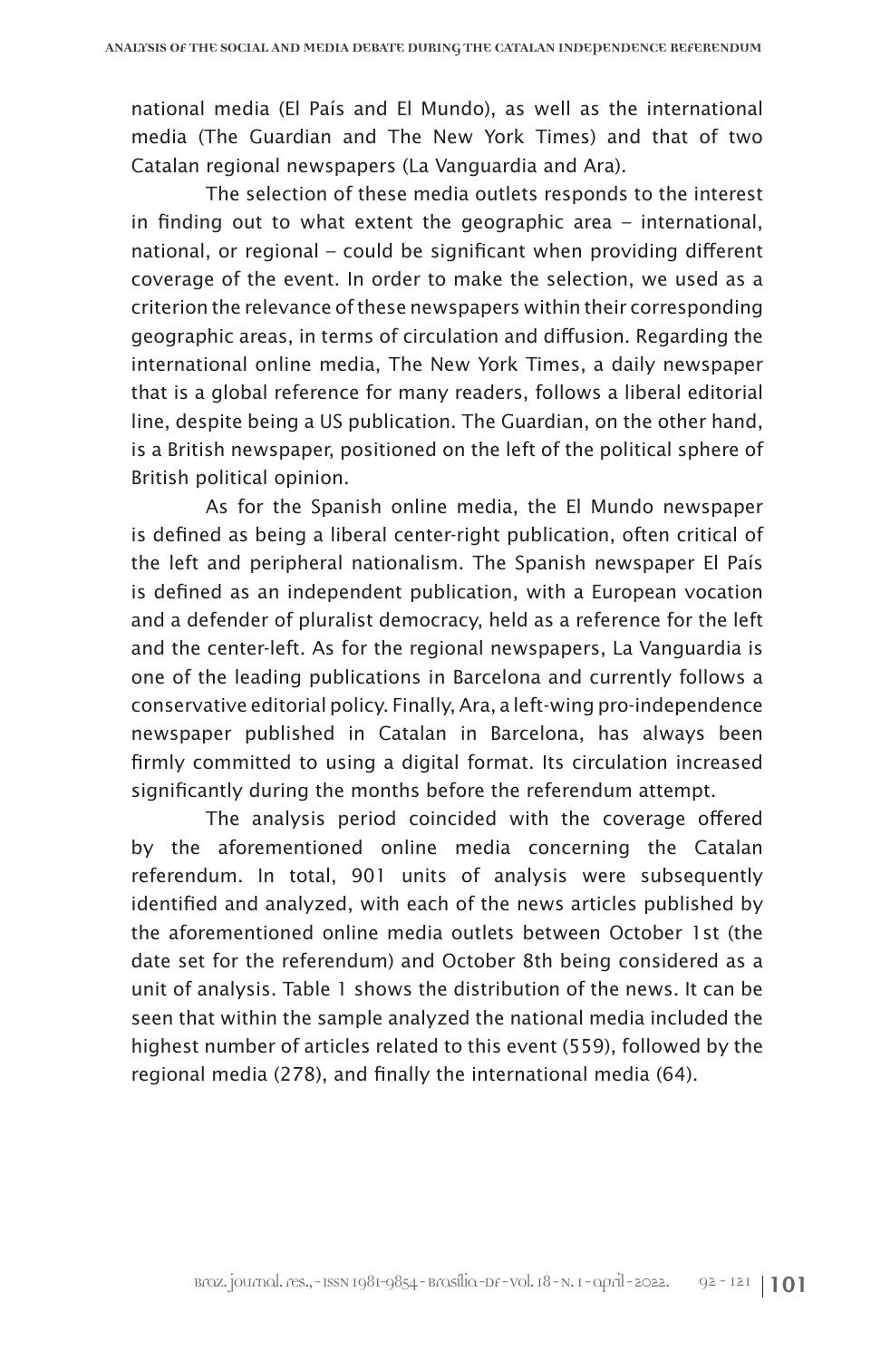national media (El País and El Mundo), as well as the international media (The Guardian and The New York Times) and that of two Catalan regional newspapers (La Vanguardia and Ara).

The selection of these media outlets responds to the interest in finding out to what extent the geographic area – international, national, or regional – could be significant when providing different coverage of the event. In order to make the selection, we used as a criterion the relevance of these newspapers within their corresponding geographic areas, in terms of circulation and diffusion. Regarding the international online media, The New York Times, a daily newspaper that is a global reference for many readers, follows a liberal editorial line, despite being a US publication. The Guardian, on the other hand, is a British newspaper, positioned on the left of the political sphere of British political opinion.

As for the Spanish online media, the El Mundo newspaper is defined as being a liberal center-right publication, often critical of the left and peripheral nationalism. The Spanish newspaper El País is defined as an independent publication, with a European vocation and a defender of pluralist democracy, held as a reference for the left and the center-left. As for the regional newspapers, La Vanguardia is one of the leading publications in Barcelona and currently follows a conservative editorial policy. Finally, Ara, a left-wing pro-independence newspaper published in Catalan in Barcelona, has always been firmly committed to using a digital format. Its circulation increased significantly during the months before the referendum attempt.

The analysis period coincided with the coverage offered by the aforementioned online media concerning the Catalan referendum. In total, 901 units of analysis were subsequently identified and analyzed, with each of the news articles published by the aforementioned online media outlets between October 1st (the date set for the referendum) and October 8th being considered as a unit of analysis. Table 1 shows the distribution of the news. It can be seen that within the sample analyzed the national media included the highest number of articles related to this event (559), followed by the regional media (278), and finally the international media (64).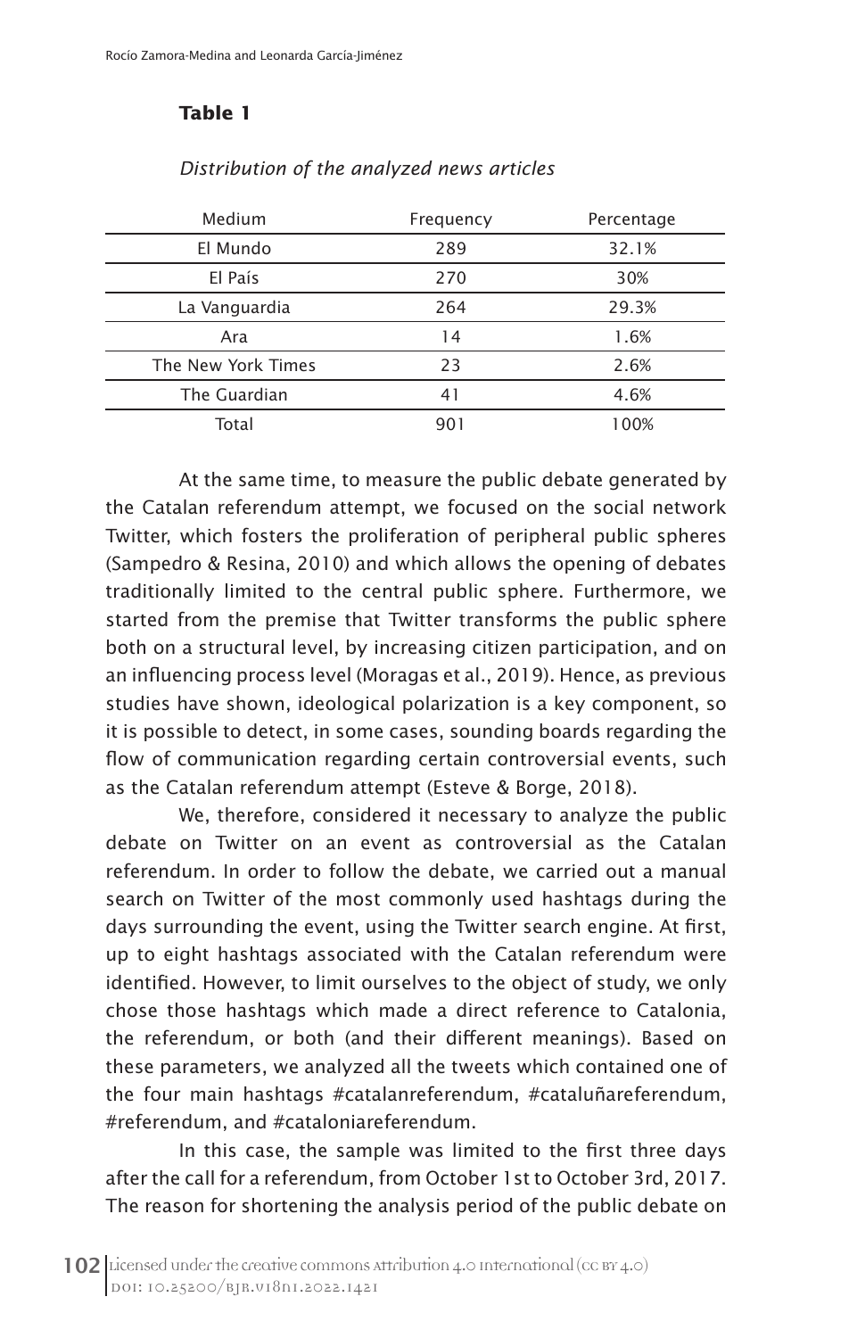**Table 1**

*Distribution of the analyzed news articles*

| Medium | Frequency | Percentage |
|---|---|---|
| El Mundo | 289 | 32.1% |
| El País | 270 | 30% |
| La Vanguardia | 264 | 29.3% |
| Ara | 14 | 1.6% |
| The New York Times | 23 | 2.6% |
| The Guardian | 41 | 4.6% |
| Total | 901 | 100% |

At the same time, to measure the public debate generated by the Catalan referendum attempt, we focused on the social network Twitter, which fosters the proliferation of peripheral public spheres (Sampedro & Resina, 2010) and which allows the opening of debates traditionally limited to the central public sphere. Furthermore, we started from the premise that Twitter transforms the public sphere both on a structural level, by increasing citizen participation, and on an influencing process level (Moragas et al., 2019). Hence, as previous studies have shown, ideological polarization is a key component, so it is possible to detect, in some cases, sounding boards regarding the flow of communication regarding certain controversial events, such as the Catalan referendum attempt (Esteve & Borge, 2018).

We, therefore, considered it necessary to analyze the public debate on Twitter on an event as controversial as the Catalan referendum. In order to follow the debate, we carried out a manual search on Twitter of the most commonly used hashtags during the days surrounding the event, using the Twitter search engine. At first, up to eight hashtags associated with the Catalan referendum were identified. However, to limit ourselves to the object of study, we only chose those hashtags which made a direct reference to Catalonia, the referendum, or both (and their different meanings). Based on these parameters, we analyzed all the tweets which contained one of the four main hashtags #catalanreferendum, #cataluñareferendum, #referendum, and #cataloniareferendum.

In this case, the sample was limited to the first three days after the call for a referendum, from October 1st to October 3rd, 2017. The reason for shortening the analysis period of the public debate on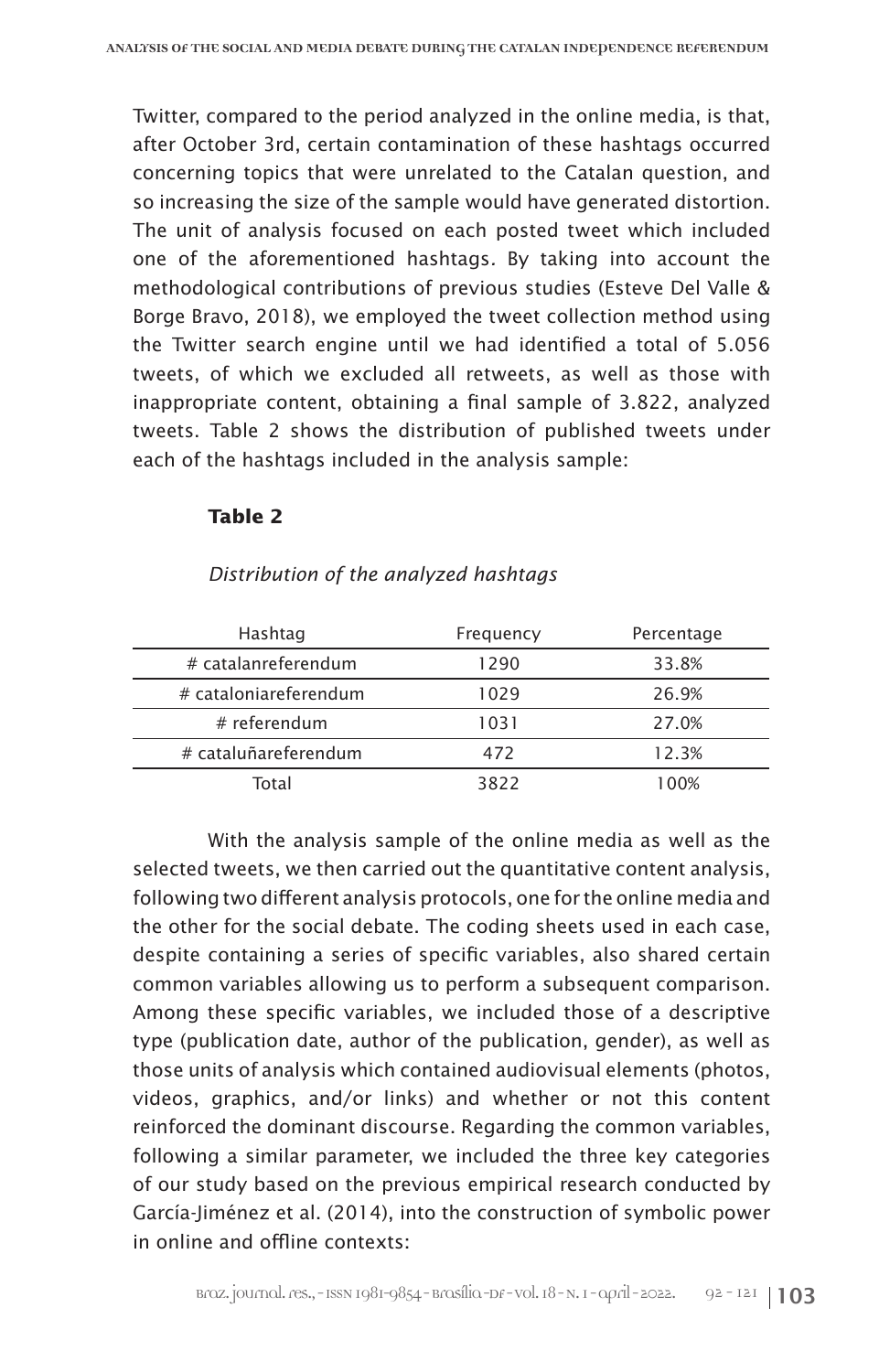Twitter, compared to the period analyzed in the online media, is that, after October 3rd, certain contamination of these hashtags occurred concerning topics that were unrelated to the Catalan question, and so increasing the size of the sample would have generated distortion. The unit of analysis focused on each posted tweet which included one of the aforementioned hashtags. By taking into account the methodological contributions of previous studies (Esteve Del Valle & Borge Bravo, 2018), we employed the tweet collection method using the Twitter search engine until we had identified a total of 5.056 tweets, of which we excluded all retweets, as well as those with inappropriate content, obtaining a final sample of 3.822, analyzed tweets. Table 2 shows the distribution of published tweets under each of the hashtags included in the analysis sample:

**Table 2**

*Distribution of the analyzed hashtags*

| Hashtag | Frequency | Percentage |
|---|---|---|
| # catalanreferendum | 1290 | 33.8% |
| # cataloniareferendum | 1029 | 26.9% |
| # referendum | 1031 | 27.0% |
| # cataluñareferendum | 472 | 12.3% |
| Total | 3822 | 100% |

With the analysis sample of the online media as well as the selected tweets, we then carried out the quantitative content analysis, following two different analysis protocols, one for the online media and the other for the social debate. The coding sheets used in each case, despite containing a series of specific variables, also shared certain common variables allowing us to perform a subsequent comparison. Among these specific variables, we included those of a descriptive type (publication date, author of the publication, gender), as well as those units of analysis which contained audiovisual elements (photos, videos, graphics, and/or links) and whether or not this content reinforced the dominant discourse. Regarding the common variables, following a similar parameter, we included the three key categories of our study based on the previous empirical research conducted by García-Jiménez et al. (2014), into the construction of symbolic power in online and offline contexts: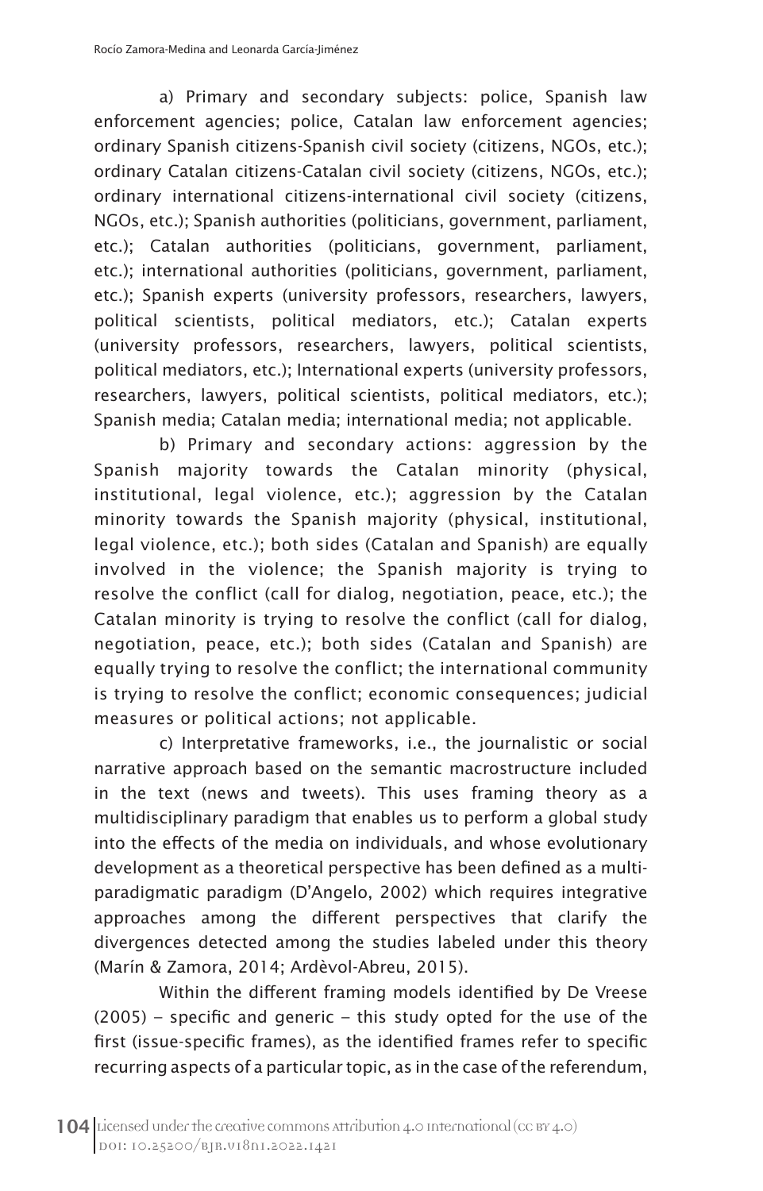a) Primary and secondary subjects: police, Spanish law enforcement agencies; police, Catalan law enforcement agencies; ordinary Spanish citizens-Spanish civil society (citizens, NGOs, etc.); ordinary Catalan citizens-Catalan civil society (citizens, NGOs, etc.); ordinary international citizens-international civil society (citizens, NGOs, etc.); Spanish authorities (politicians, government, parliament, etc.); Catalan authorities (politicians, government, parliament, etc.); international authorities (politicians, government, parliament, etc.); Spanish experts (university professors, researchers, lawyers, political scientists, political mediators, etc.); Catalan experts (university professors, researchers, lawyers, political scientists, political mediators, etc.); International experts (university professors, researchers, lawyers, political scientists, political mediators, etc.); Spanish media; Catalan media; international media; not applicable.

b) Primary and secondary actions: aggression by the Spanish majority towards the Catalan minority (physical, institutional, legal violence, etc.); aggression by the Catalan minority towards the Spanish majority (physical, institutional, legal violence, etc.); both sides (Catalan and Spanish) are equally involved in the violence; the Spanish majority is trying to resolve the conflict (call for dialog, negotiation, peace, etc.); the Catalan minority is trying to resolve the conflict (call for dialog, negotiation, peace, etc.); both sides (Catalan and Spanish) are equally trying to resolve the conflict; the international community is trying to resolve the conflict; economic consequences; judicial measures or political actions; not applicable.

c) Interpretative frameworks, i.e., the journalistic or social narrative approach based on the semantic macrostructure included in the text (news and tweets). This uses framing theory as a multidisciplinary paradigm that enables us to perform a global study into the effects of the media on individuals, and whose evolutionary development as a theoretical perspective has been defined as a multi-paradigmatic paradigm (D'Angelo, 2002) which requires integrative approaches among the different perspectives that clarify the divergences detected among the studies labeled under this theory (Marín & Zamora, 2014; Ardèvol-Abreu, 2015).

Within the different framing models identified by De Vreese (2005) – specific and generic – this study opted for the use of the first (issue-specific frames), as the identified frames refer to specific recurring aspects of a particular topic, as in the case of the referendum,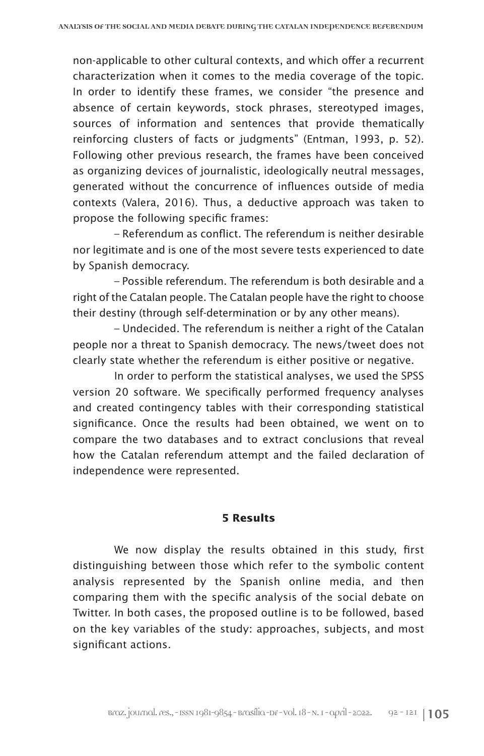non-applicable to other cultural contexts, and which offer a recurrent characterization when it comes to the media coverage of the topic. In order to identify these frames, we consider "the presence and absence of certain keywords, stock phrases, stereotyped images, sources of information and sentences that provide thematically reinforcing clusters of facts or judgments" (Entman, 1993, p. 52). Following other previous research, the frames have been conceived as organizing devices of journalistic, ideologically neutral messages, generated without the concurrence of influences outside of media contexts (Valera, 2016). Thus, a deductive approach was taken to propose the following specific frames:

– Referendum as conflict. The referendum is neither desirable nor legitimate and is one of the most severe tests experienced to date by Spanish democracy.

– Possible referendum. The referendum is both desirable and a right of the Catalan people. The Catalan people have the right to choose their destiny (through self-determination or by any other means).

– Undecided. The referendum is neither a right of the Catalan people nor a threat to Spanish democracy. The news/tweet does not clearly state whether the referendum is either positive or negative.

In order to perform the statistical analyses, we used the SPSS version 20 software. We specifically performed frequency analyses and created contingency tables with their corresponding statistical significance. Once the results had been obtained, we went on to compare the two databases and to extract conclusions that reveal how the Catalan referendum attempt and the failed declaration of independence were represented.

## 5 Results

We now display the results obtained in this study, first distinguishing between those which refer to the symbolic content analysis represented by the Spanish online media, and then comparing them with the specific analysis of the social debate on Twitter. In both cases, the proposed outline is to be followed, based on the key variables of the study: approaches, subjects, and most significant actions.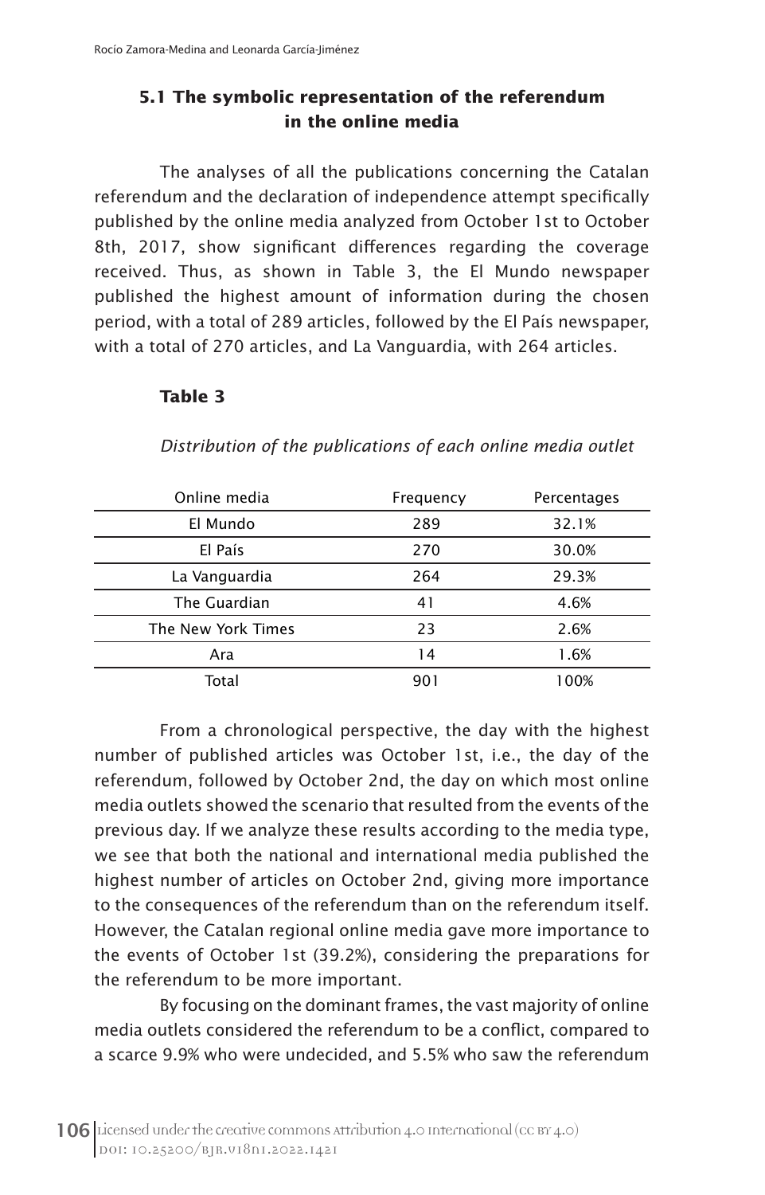### 5.1 The symbolic representation of the referendum in the online media

The analyses of all the publications concerning the Catalan referendum and the declaration of independence attempt specifically published by the online media analyzed from October 1st to October 8th, 2017, show significant differences regarding the coverage received. Thus, as shown in Table 3, the El Mundo newspaper published the highest amount of information during the chosen period, with a total of 289 articles, followed by the El País newspaper, with a total of 270 articles, and La Vanguardia, with 264 articles.

**Table 3**

*Distribution of the publications of each online media outlet*

| Online media | Frequency | Percentages |
|---|---|---|
| El Mundo | 289 | 32.1% |
| El País | 270 | 30.0% |
| La Vanguardia | 264 | 29.3% |
| The Guardian | 41 | 4.6% |
| The New York Times | 23 | 2.6% |
| Ara | 14 | 1.6% |
| Total | 901 | 100% |

From a chronological perspective, the day with the highest number of published articles was October 1st, i.e., the day of the referendum, followed by October 2nd, the day on which most online media outlets showed the scenario that resulted from the events of the previous day. If we analyze these results according to the media type, we see that both the national and international media published the highest number of articles on October 2nd, giving more importance to the consequences of the referendum than on the referendum itself. However, the Catalan regional online media gave more importance to the events of October 1st (39.2%), considering the preparations for the referendum to be more important.

By focusing on the dominant frames, the vast majority of online media outlets considered the referendum to be a conflict, compared to a scarce 9.9% who were undecided, and 5.5% who saw the referendum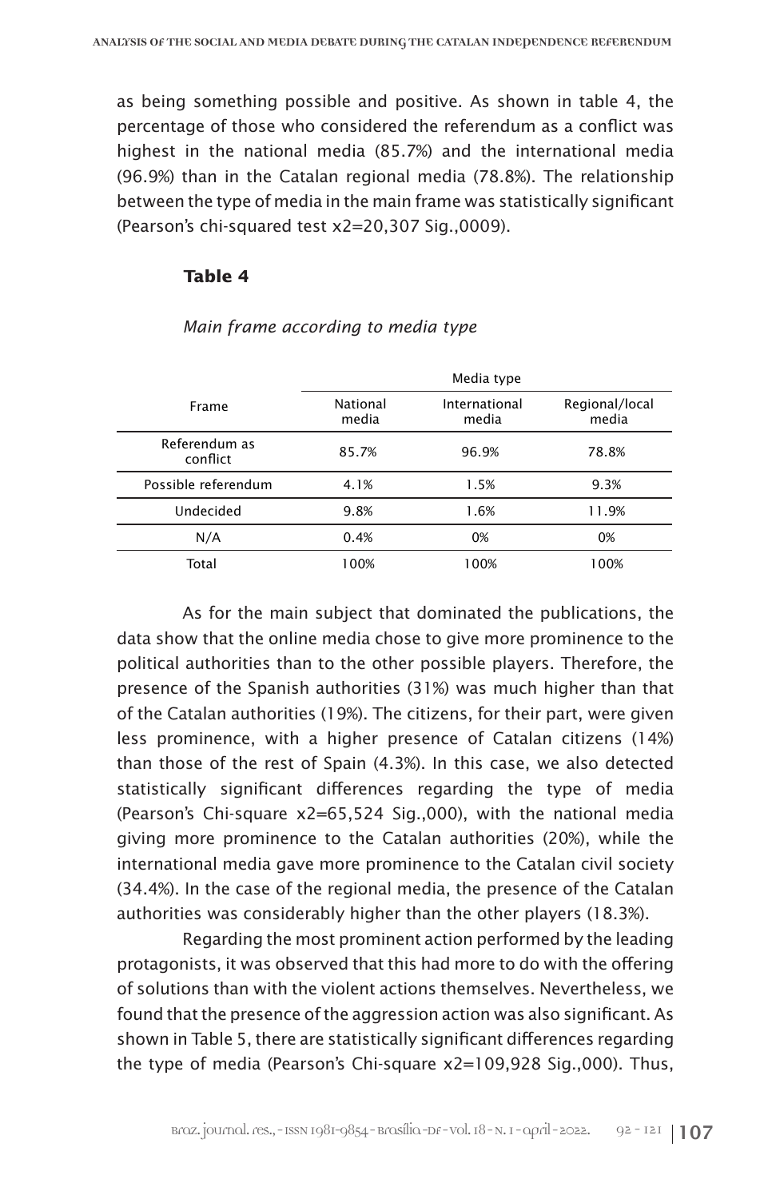as being something possible and positive. As shown in table 4, the percentage of those who considered the referendum as a conflict was highest in the national media (85.7%) and the international media (96.9%) than in the Catalan regional media (78.8%). The relationship between the type of media in the main frame was statistically significant (Pearson's chi-squared test $x2=20,307$ Sig.,0009).

**Table 4**

*Main frame according to media type*

| Frame | Media type | | |
|---|---|---|---|
| | National media | International media | Regional/local media |
| Referendum as conflict | 85.7% | 96.9% | 78.8% |
| Possible referendum | 4.1% | 1.5% | 9.3% |
| Undecided | 9.8% | 1.6% | 11.9% |
| N/A | 0.4% | 0% | 0% |
| Total | 100% | 100% | 100% |

As for the main subject that dominated the publications, the data show that the online media chose to give more prominence to the political authorities than to the other possible players. Therefore, the presence of the Spanish authorities (31%) was much higher than that of the Catalan authorities (19%). The citizens, for their part, were given less prominence, with a higher presence of Catalan citizens (14%) than those of the rest of Spain (4.3%). In this case, we also detected statistically significant differences regarding the type of media (Pearson's Chi-square $x2=65,524$ Sig.,000), with the national media giving more prominence to the Catalan authorities (20%), while the international media gave more prominence to the Catalan civil society (34.4%). In the case of the regional media, the presence of the Catalan authorities was considerably higher than the other players (18.3%).

Regarding the most prominent action performed by the leading protagonists, it was observed that this had more to do with the offering of solutions than with the violent actions themselves. Nevertheless, we found that the presence of the aggression action was also significant. As shown in Table 5, there are statistically significant differences regarding the type of media (Pearson's Chi-square $x2=109,928$ Sig.,000). Thus,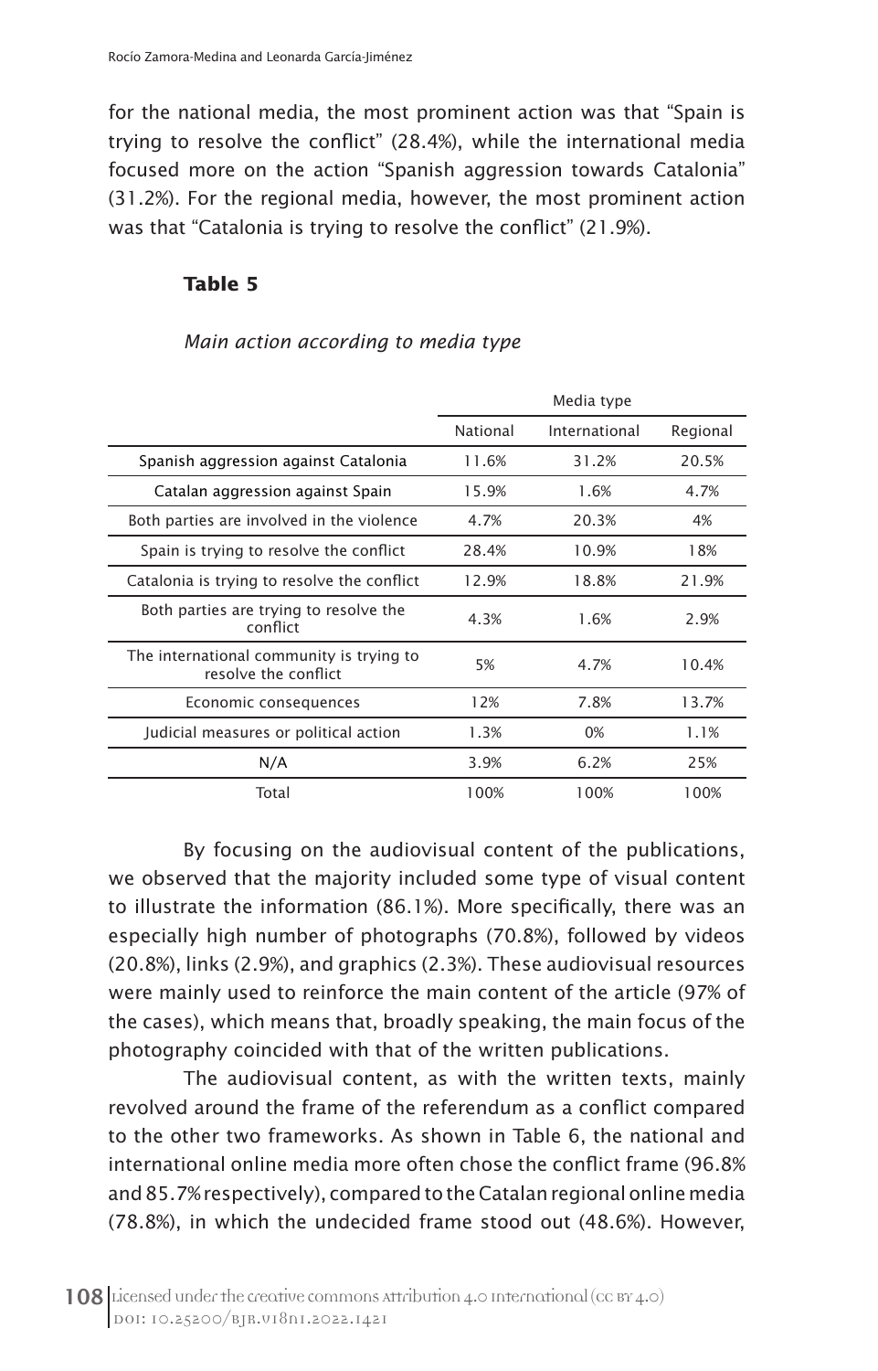for the national media, the most prominent action was that "Spain is trying to resolve the conflict" (28.4%), while the international media focused more on the action "Spanish aggression towards Catalonia" (31.2%). For the regional media, however, the most prominent action was that "Catalonia is trying to resolve the conflict" (21.9%).

**Table 5**

*Main action according to media type*

| | Media type | | |
|---|---|---|---|
| | National | International | Regional |
| Spanish aggression against Catalonia | 11.6% | 31.2% | 20.5% |
| Catalan aggression against Spain | 15.9% | 1.6% | 4.7% |
| Both parties are involved in the violence | 4.7% | 20.3% | 4% |
| Spain is trying to resolve the conflict | 28.4% | 10.9% | 18% |
| Catalonia is trying to resolve the conflict | 12.9% | 18.8% | 21.9% |
| Both parties are trying to resolve the conflict | 4.3% | 1.6% | 2.9% |
| The international community is trying to resolve the conflict | 5% | 4.7% | 10.4% |
| Economic consequences | 12% | 7.8% | 13.7% |
| Judicial measures or political action | 1.3% | 0% | 1.1% |
| N/A | 3.9% | 6.2% | 25% |
| Total | 100% | 100% | 100% |

By focusing on the audiovisual content of the publications, we observed that the majority included some type of visual content to illustrate the information (86.1%). More specifically, there was an especially high number of photographs (70.8%), followed by videos (20.8%), links (2.9%), and graphics (2.3%). These audiovisual resources were mainly used to reinforce the main content of the article (97% of the cases), which means that, broadly speaking, the main focus of the photography coincided with that of the written publications.

The audiovisual content, as with the written texts, mainly revolved around the frame of the referendum as a conflict compared to the other two frameworks. As shown in Table 6, the national and international online media more often chose the conflict frame (96.8% and 85.7% respectively), compared to the Catalan regional online media (78.8%), in which the undecided frame stood out (48.6%). However,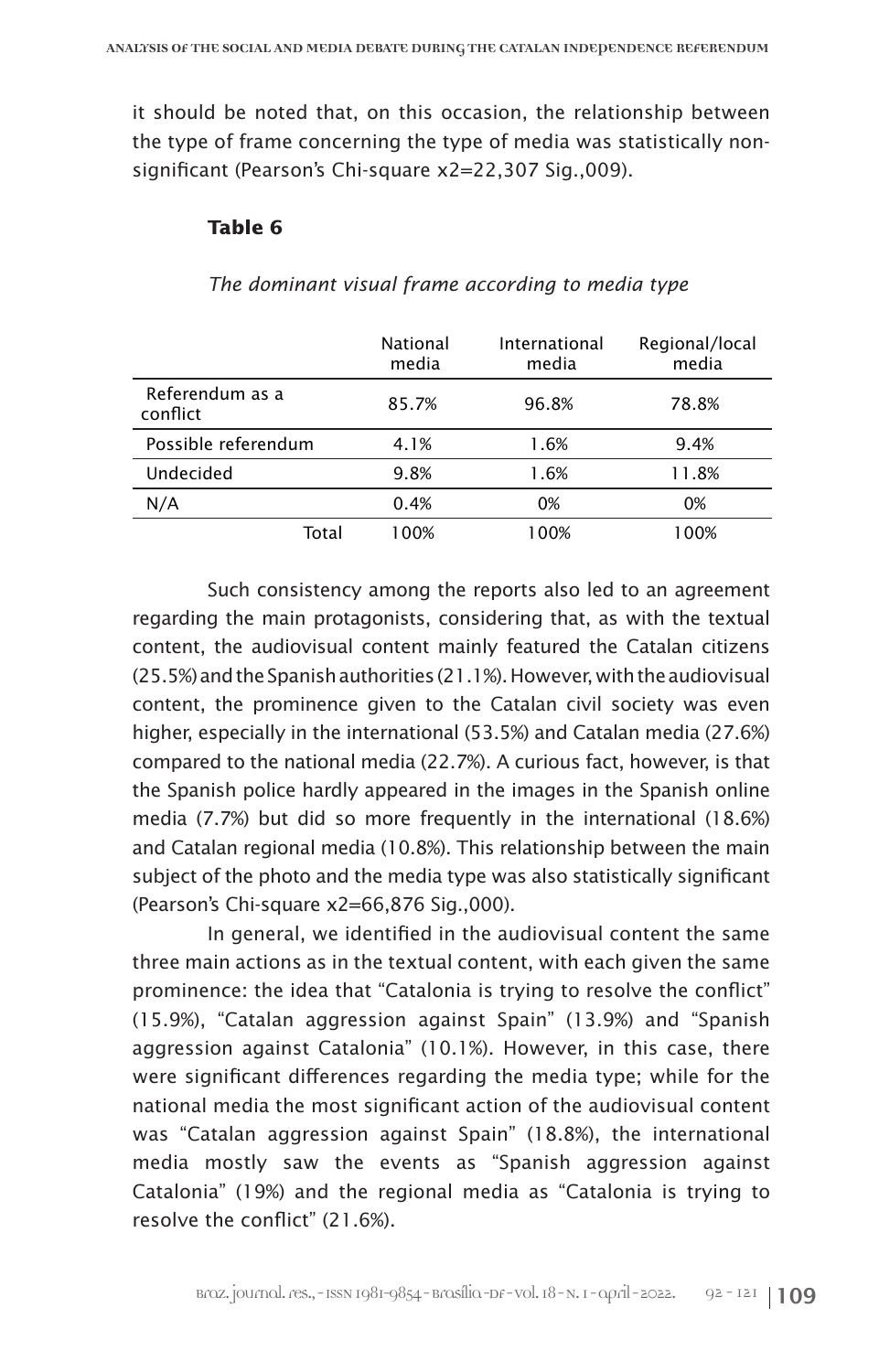it should be noted that, on this occasion, the relationship between the type of frame concerning the type of media was statistically non-significant (Pearson's Chi-square x2=22,307 Sig.,009).

**Table 6**

*The dominant visual frame according to media type*

| | National media | International media | Regional/local media |
|---|---|---|---|
| Referendum as a conflict | 85.7% | 96.8% | 78.8% |
| Possible referendum | 4.1% | 1.6% | 9.4% |
| Undecided | 9.8% | 1.6% | 11.8% |
| N/A | 0.4% | 0% | 0% |
| Total | 100% | 100% | 100% |

Such consistency among the reports also led to an agreement regarding the main protagonists, considering that, as with the textual content, the audiovisual content mainly featured the Catalan citizens (25.5%) and the Spanish authorities (21.1%). However, with the audiovisual content, the prominence given to the Catalan civil society was even higher, especially in the international (53.5%) and Catalan media (27.6%) compared to the national media (22.7%). A curious fact, however, is that the Spanish police hardly appeared in the images in the Spanish online media (7.7%) but did so more frequently in the international (18.6%) and Catalan regional media (10.8%). This relationship between the main subject of the photo and the media type was also statistically significant (Pearson's Chi-square x2=66,876 Sig.,000).

In general, we identified in the audiovisual content the same three main actions as in the textual content, with each given the same prominence: the idea that "Catalonia is trying to resolve the conflict" (15.9%), "Catalan aggression against Spain" (13.9%) and "Spanish aggression against Catalonia" (10.1%). However, in this case, there were significant differences regarding the media type; while for the national media the most significant action of the audiovisual content was "Catalan aggression against Spain" (18.8%), the international media mostly saw the events as "Spanish aggression against Catalonia" (19%) and the regional media as "Catalonia is trying to resolve the conflict" (21.6%).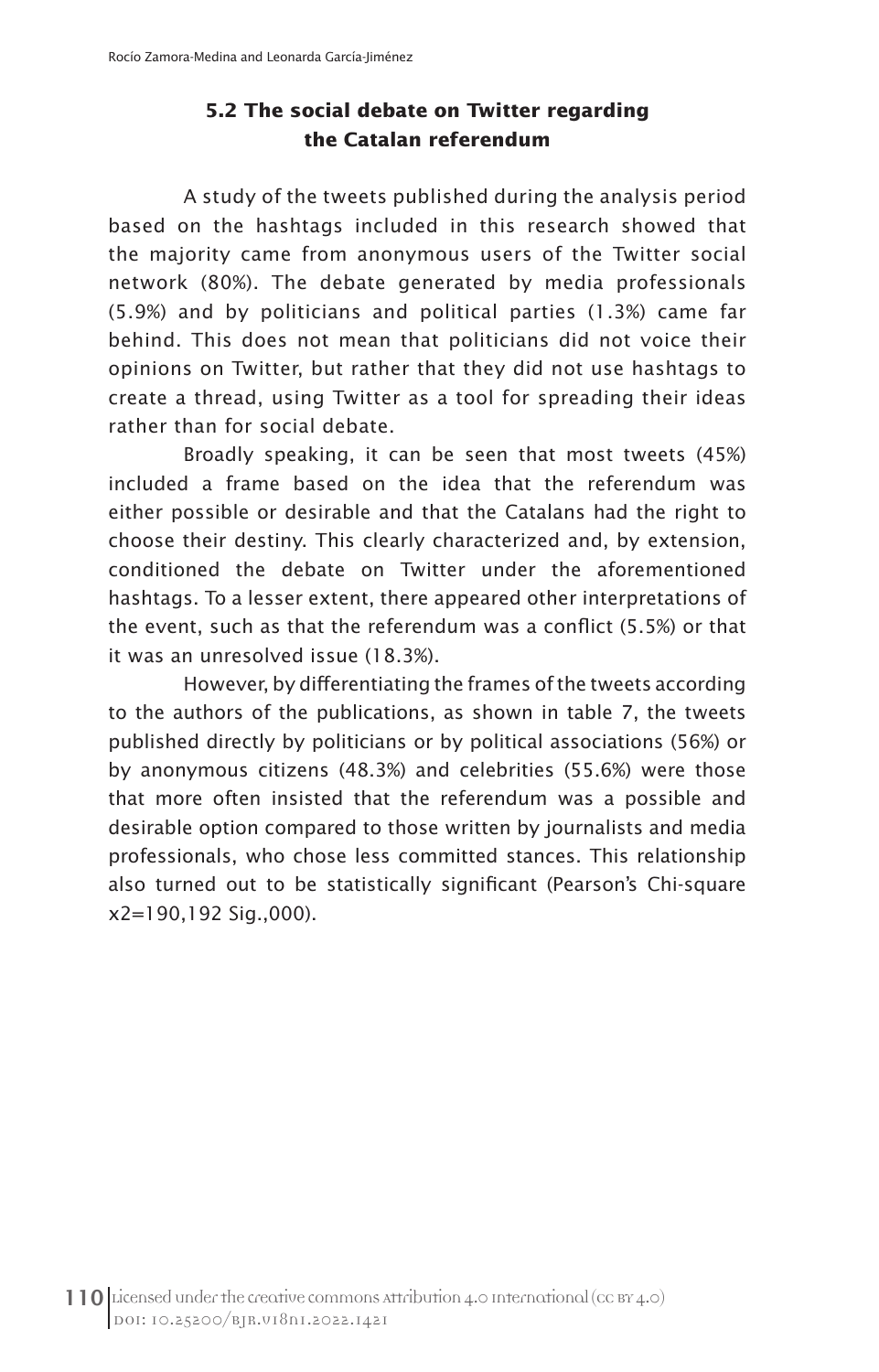### 5.2 The social debate on Twitter regarding the Catalan referendum

A study of the tweets published during the analysis period based on the hashtags included in this research showed that the majority came from anonymous users of the Twitter social network (80%). The debate generated by media professionals (5.9%) and by politicians and political parties (1.3%) came far behind. This does not mean that politicians did not voice their opinions on Twitter, but rather that they did not use hashtags to create a thread, using Twitter as a tool for spreading their ideas rather than for social debate.

Broadly speaking, it can be seen that most tweets (45%) included a frame based on the idea that the referendum was either possible or desirable and that the Catalans had the right to choose their destiny. This clearly characterized and, by extension, conditioned the debate on Twitter under the aforementioned hashtags. To a lesser extent, there appeared other interpretations of the event, such as that the referendum was a conflict (5.5%) or that it was an unresolved issue (18.3%).

However, by differentiating the frames of the tweets according to the authors of the publications, as shown in table 7, the tweets published directly by politicians or by political associations (56%) or by anonymous citizens (48.3%) and celebrities (55.6%) were those that more often insisted that the referendum was a possible and desirable option compared to those written by journalists and media professionals, who chose less committed stances. This relationship also turned out to be statistically significant (Pearson's Chi-square $x2=190,192$ Sig.,000).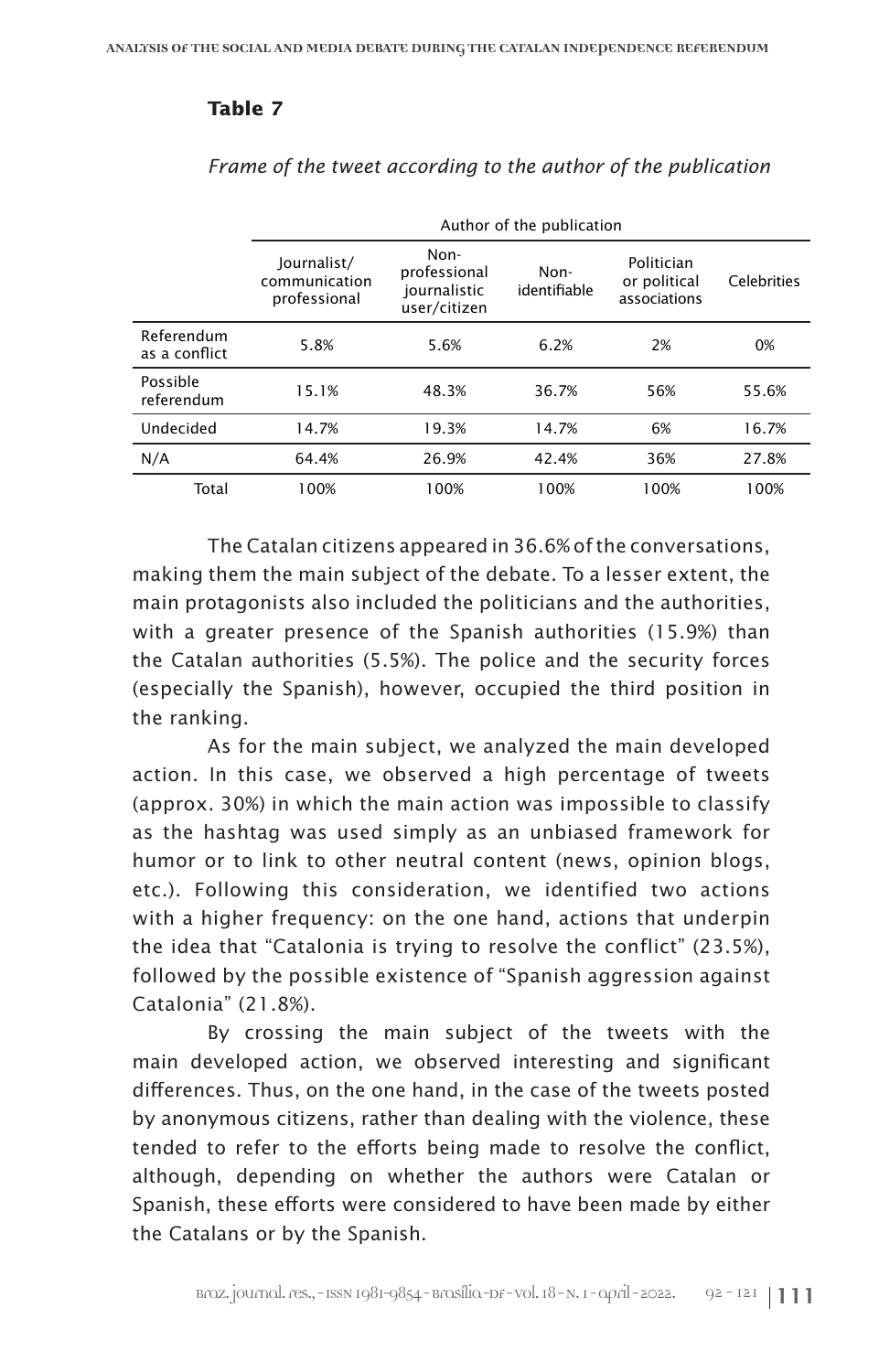**Table 7**

*Frame of the tweet according to the author of the publication*

| | Author of the publication | | | | |
|---|---|---|---|---|---|
| | Journalist/ communication professional | Non-professional journalistic user/citizen | Non-identifiable | Politician or political associations | Celebrities |
| Referendum as a conflict | 5.8% | 5.6% | 6.2% | 2% | 0% |
| Possible referendum | 15.1% | 48.3% | 36.7% | 56% | 55.6% |
| Undecided | 14.7% | 19.3% | 14.7% | 6% | 16.7% |
| N/A | 64.4% | 26.9% | 42.4% | 36% | 27.8% |
| Total | 100% | 100% | 100% | 100% | 100% |

The Catalan citizens appeared in 36.6% of the conversations, making them the main subject of the debate. To a lesser extent, the main protagonists also included the politicians and the authorities, with a greater presence of the Spanish authorities (15.9%) than the Catalan authorities (5.5%). The police and the security forces (especially the Spanish), however, occupied the third position in the ranking.

As for the main subject, we analyzed the main developed action. In this case, we observed a high percentage of tweets (approx. 30%) in which the main action was impossible to classify as the hashtag was used simply as an unbiased framework for humor or to link to other neutral content (news, opinion blogs, etc.). Following this consideration, we identified two actions with a higher frequency: on the one hand, actions that underpin the idea that "Catalonia is trying to resolve the conflict" (23.5%), followed by the possible existence of "Spanish aggression against Catalonia" (21.8%).

By crossing the main subject of the tweets with the main developed action, we observed interesting and significant differences. Thus, on the one hand, in the case of the tweets posted by anonymous citizens, rather than dealing with the violence, these tended to refer to the efforts being made to resolve the conflict, although, depending on whether the authors were Catalan or Spanish, these efforts were considered to have been made by either the Catalans or by the Spanish.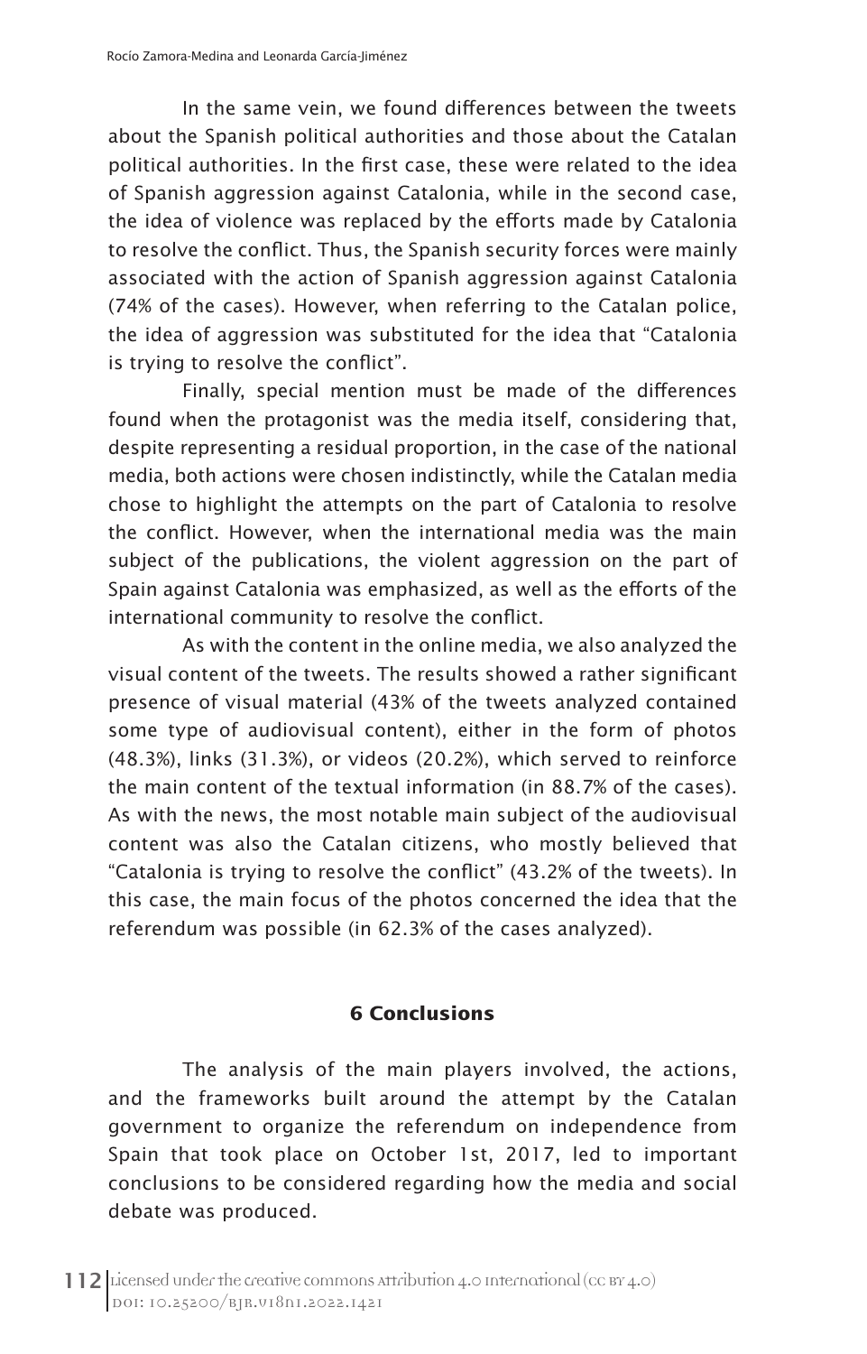In the same vein, we found differences between the tweets about the Spanish political authorities and those about the Catalan political authorities. In the first case, these were related to the idea of Spanish aggression against Catalonia, while in the second case, the idea of violence was replaced by the efforts made by Catalonia to resolve the conflict. Thus, the Spanish security forces were mainly associated with the action of Spanish aggression against Catalonia (74% of the cases). However, when referring to the Catalan police, the idea of aggression was substituted for the idea that "Catalonia is trying to resolve the conflict".

Finally, special mention must be made of the differences found when the protagonist was the media itself, considering that, despite representing a residual proportion, in the case of the national media, both actions were chosen indistinctly, while the Catalan media chose to highlight the attempts on the part of Catalonia to resolve the conflict. However, when the international media was the main subject of the publications, the violent aggression on the part of Spain against Catalonia was emphasized, as well as the efforts of the international community to resolve the conflict.

As with the content in the online media, we also analyzed the visual content of the tweets. The results showed a rather significant presence of visual material (43% of the tweets analyzed contained some type of audiovisual content), either in the form of photos (48.3%), links (31.3%), or videos (20.2%), which served to reinforce the main content of the textual information (in 88.7% of the cases). As with the news, the most notable main subject of the audiovisual content was also the Catalan citizens, who mostly believed that "Catalonia is trying to resolve the conflict" (43.2% of the tweets). In this case, the main focus of the photos concerned the idea that the referendum was possible (in 62.3% of the cases analyzed).

## 6 Conclusions

The analysis of the main players involved, the actions, and the frameworks built around the attempt by the Catalan government to organize the referendum on independence from Spain that took place on October 1st, 2017, led to important conclusions to be considered regarding how the media and social debate was produced.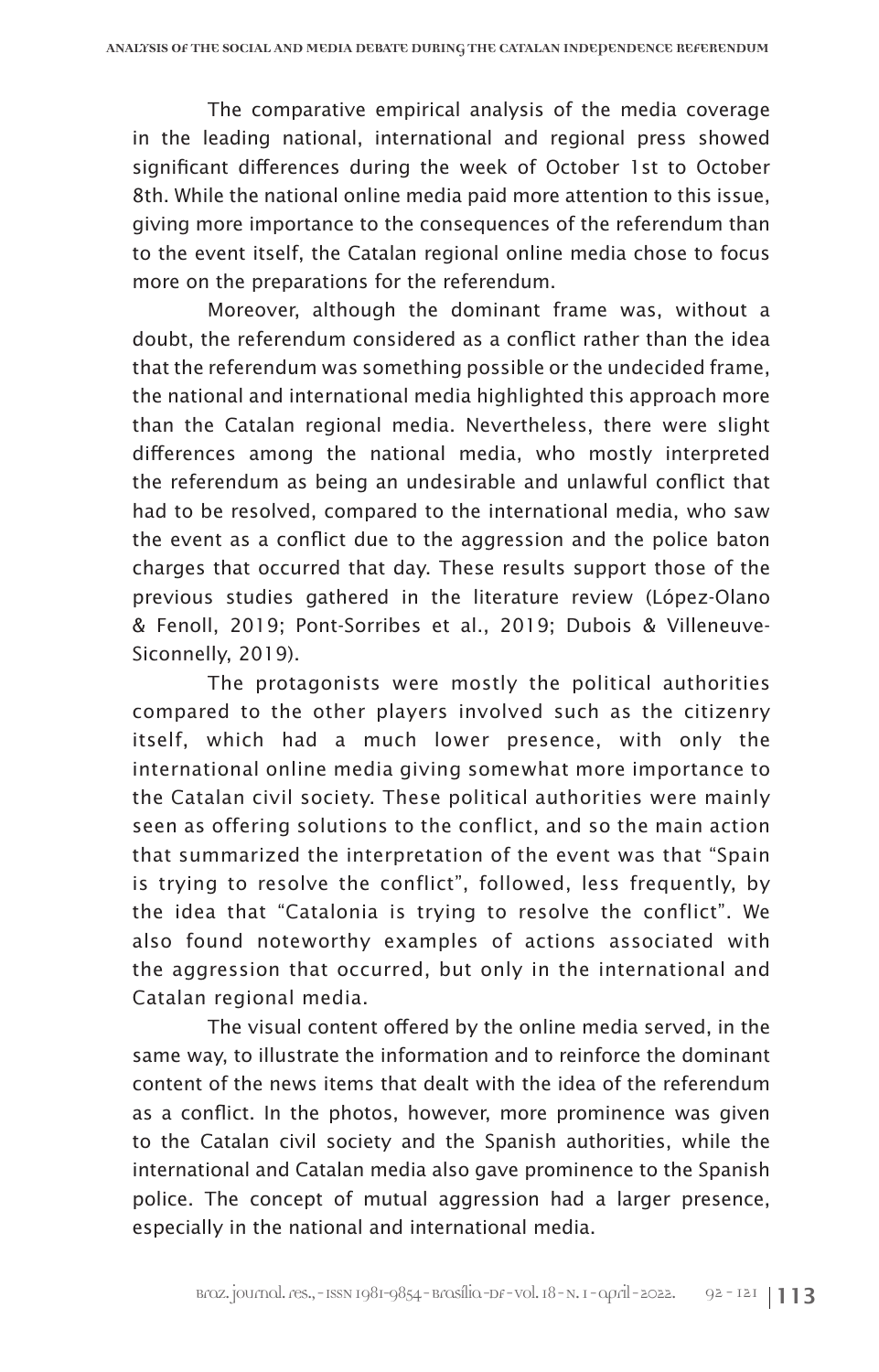The comparative empirical analysis of the media coverage in the leading national, international and regional press showed significant differences during the week of October 1st to October 8th. While the national online media paid more attention to this issue, giving more importance to the consequences of the referendum than to the event itself, the Catalan regional online media chose to focus more on the preparations for the referendum.

Moreover, although the dominant frame was, without a doubt, the referendum considered as a conflict rather than the idea that the referendum was something possible or the undecided frame, the national and international media highlighted this approach more than the Catalan regional media. Nevertheless, there were slight differences among the national media, who mostly interpreted the referendum as being an undesirable and unlawful conflict that had to be resolved, compared to the international media, who saw the event as a conflict due to the aggression and the police baton charges that occurred that day. These results support those of the previous studies gathered in the literature review (López-Olano & Fenoll, 2019; Pont-Sorribes et al., 2019; Dubois & Villeneuve-Siconnelly, 2019).

The protagonists were mostly the political authorities compared to the other players involved such as the citizenry itself, which had a much lower presence, with only the international online media giving somewhat more importance to the Catalan civil society. These political authorities were mainly seen as offering solutions to the conflict, and so the main action that summarized the interpretation of the event was that "Spain is trying to resolve the conflict", followed, less frequently, by the idea that "Catalonia is trying to resolve the conflict". We also found noteworthy examples of actions associated with the aggression that occurred, but only in the international and Catalan regional media.

The visual content offered by the online media served, in the same way, to illustrate the information and to reinforce the dominant content of the news items that dealt with the idea of the referendum as a conflict. In the photos, however, more prominence was given to the Catalan civil society and the Spanish authorities, while the international and Catalan media also gave prominence to the Spanish police. The concept of mutual aggression had a larger presence, especially in the national and international media.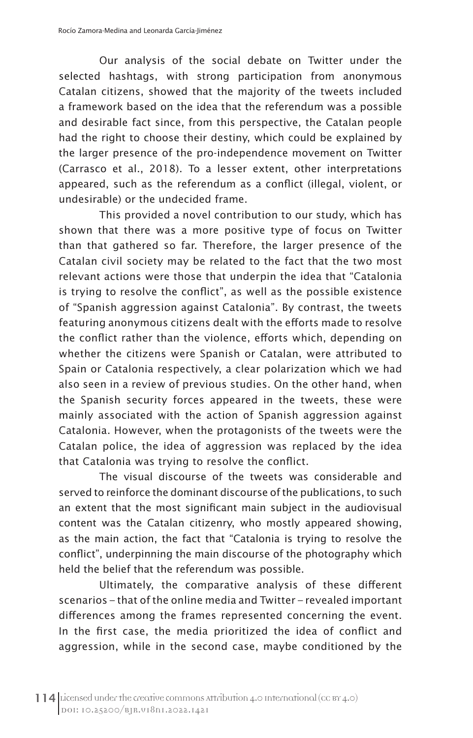Our analysis of the social debate on Twitter under the selected hashtags, with strong participation from anonymous Catalan citizens, showed that the majority of the tweets included a framework based on the idea that the referendum was a possible and desirable fact since, from this perspective, the Catalan people had the right to choose their destiny, which could be explained by the larger presence of the pro-independence movement on Twitter (Carrasco et al., 2018). To a lesser extent, other interpretations appeared, such as the referendum as a conflict (illegal, violent, or undesirable) or the undecided frame.

This provided a novel contribution to our study, which has shown that there was a more positive type of focus on Twitter than that gathered so far. Therefore, the larger presence of the Catalan civil society may be related to the fact that the two most relevant actions were those that underpin the idea that "Catalonia is trying to resolve the conflict", as well as the possible existence of "Spanish aggression against Catalonia". By contrast, the tweets featuring anonymous citizens dealt with the efforts made to resolve the conflict rather than the violence, efforts which, depending on whether the citizens were Spanish or Catalan, were attributed to Spain or Catalonia respectively, a clear polarization which we had also seen in a review of previous studies. On the other hand, when the Spanish security forces appeared in the tweets, these were mainly associated with the action of Spanish aggression against Catalonia. However, when the protagonists of the tweets were the Catalan police, the idea of aggression was replaced by the idea that Catalonia was trying to resolve the conflict.

The visual discourse of the tweets was considerable and served to reinforce the dominant discourse of the publications, to such an extent that the most significant main subject in the audiovisual content was the Catalan citizenry, who mostly appeared showing, as the main action, the fact that "Catalonia is trying to resolve the conflict", underpinning the main discourse of the photography which held the belief that the referendum was possible.

Ultimately, the comparative analysis of these different scenarios – that of the online media and Twitter – revealed important differences among the frames represented concerning the event. In the first case, the media prioritized the idea of conflict and aggression, while in the second case, maybe conditioned by the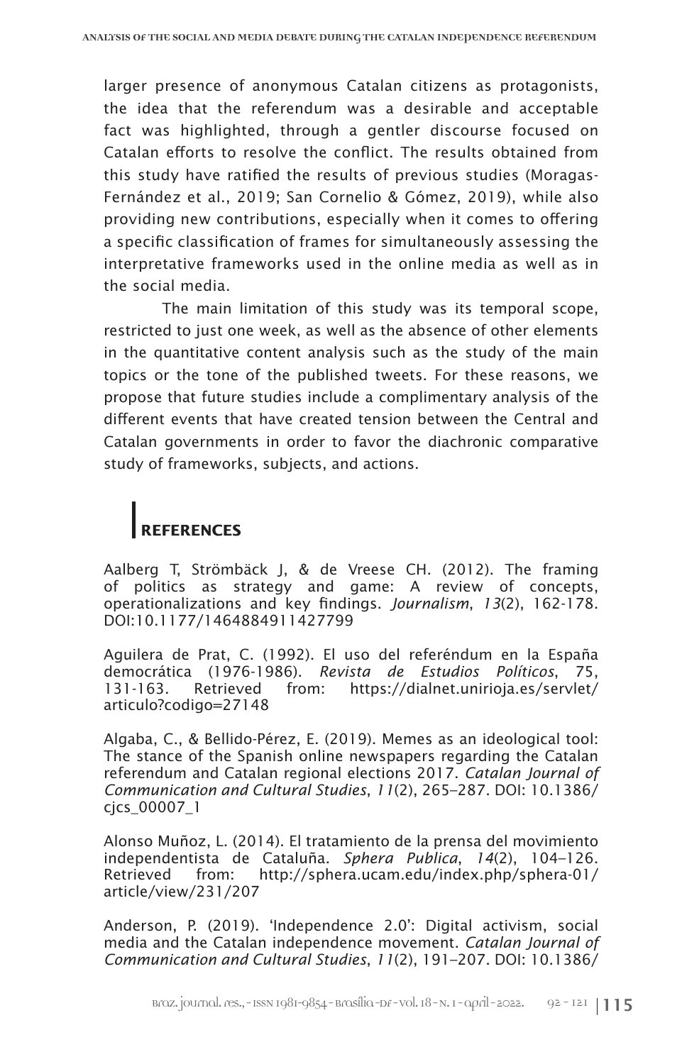larger presence of anonymous Catalan citizens as protagonists, the idea that the referendum was a desirable and acceptable fact was highlighted, through a gentler discourse focused on Catalan efforts to resolve the conflict. The results obtained from this study have ratified the results of previous studies (Moragas-Fernández et al., 2019; San Cornelio & Gómez, 2019), while also providing new contributions, especially when it comes to offering a specific classification of frames for simultaneously assessing the interpretative frameworks used in the online media as well as in the social media.

The main limitation of this study was its temporal scope, restricted to just one week, as well as the absence of other elements in the quantitative content analysis such as the study of the main topics or the tone of the published tweets. For these reasons, we propose that future studies include a complimentary analysis of the different events that have created tension between the Central and Catalan governments in order to favor the diachronic comparative study of frameworks, subjects, and actions.

## REFERENCES

Aalberg T, Strömbäck J, & de Vreese CH. (2012). The framing of politics as strategy and game: A review of concepts, operationalizations and key findings. *Journalism*, *13*(2), 162-178. DOI:10.1177/1464884911427799

Aguilera de Prat, C. (1992). El uso del referéndum en la España democrática (1976-1986). *Revista de Estudios Políticos*, 75, 131-163. Retrieved from: https://dialnet.unirioja.es/servlet/articulo?codigo=27148

Algaba, C., & Bellido-Pérez, E. (2019). Memes as an ideological tool: The stance of the Spanish online newspapers regarding the Catalan referendum and Catalan regional elections 2017. *Catalan Journal of Communication and Cultural Studies*, *11*(2), 265–287. DOI: 10.1386/cjcs_00007_1

Alonso Muñoz, L. (2014). El tratamiento de la prensa del movimiento independentista de Cataluña. *Sphera Publica*, *14*(2), 104–126. Retrieved from: http://sphera.ucam.edu/index.php/sphera-01/article/view/231/207

Anderson, P. (2019). 'Independence 2.0': Digital activism, social media and the Catalan independence movement. *Catalan Journal of Communication and Cultural Studies*, *11*(2), 191–207. DOI: 10.1386/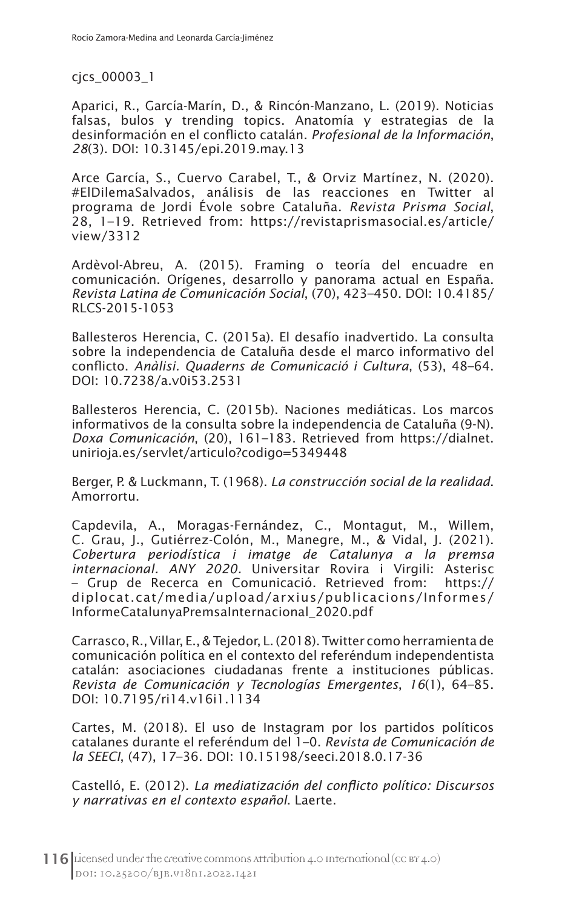cjcs_00003_1

Aparici, R., García-Marín, D., & Rincón-Manzano, L. (2019). Noticias falsas, bulos y trending topics. Anatomía y estrategias de la desinformación en el conflicto catalán. *Profesional de la Información*, *28*(3). DOI: 10.3145/epi.2019.may.13

Arce García, S., Cuervo Carabel, T., & Orviz Martínez, N. (2020). #ElDilemaSalvados, análisis de las reacciones en Twitter al programa de Jordi Évole sobre Cataluña. *Revista Prisma Social*, 28, 1–19. Retrieved from: https://revistaprismasocial.es/article/view/3312

Ardèvol-Abreu, A. (2015). Framing o teoría del encuadre en comunicación. Orígenes, desarrollo y panorama actual en España. *Revista Latina de Comunicación Social*, (70), 423–450. DOI: 10.4185/RLCS-2015-1053

Ballesteros Herencia, C. (2015a). El desafío inadvertido. La consulta sobre la independencia de Cataluña desde el marco informativo del conflicto. *Anàlisi. Quaderns de Comunicació i Cultura*, (53), 48–64. DOI: 10.7238/a.v0i53.2531

Ballesteros Herencia, C. (2015b). Naciones mediáticas. Los marcos informativos de la consulta sobre la independencia de Cataluña (9-N). *Doxa Comunicación*, (20), 161–183. Retrieved from https://dialnet.unirioja.es/servlet/articulo?codigo=5349448

Berger, P. & Luckmann, T. (1968). *La construcción social de la realidad*. Amorrortu.

Capdevila, A., Moragas-Fernández, C., Montagut, M., Willem, C. Grau, J., Gutiérrez-Colón, M., Manegre, M., & Vidal, J. (2021). *Cobertura periodística i imatge de Catalunya a la premsa internacional. ANY 2020*. Universitar Rovira i Virgili: Asterisc – Grup de Recerca en Comunicació. Retrieved from: https://diplocat.cat/media/upload/arxius/publicacions/Informes/InformeCatalunyaPremsaInternacional_2020.pdf

Carrasco, R., Villar, E., & Tejedor, L. (2018). Twitter como herramienta de comunicación política en el contexto del referéndum independentista catalán: asociaciones ciudadanas frente a instituciones públicas. *Revista de Comunicación y Tecnologías Emergentes*, *16*(1), 64–85. DOI: 10.7195/ri14.v16i1.1134

Cartes, M. (2018). El uso de Instagram por los partidos políticos catalanes durante el referéndum del 1–0. *Revista de Comunicación de la SEECI*, (47), 17–36. DOI: 10.15198/seeci.2018.0.17-36

Castelló, E. (2012). *La mediatización del conflicto político: Discursos y narrativas en el contexto español*. Laerte.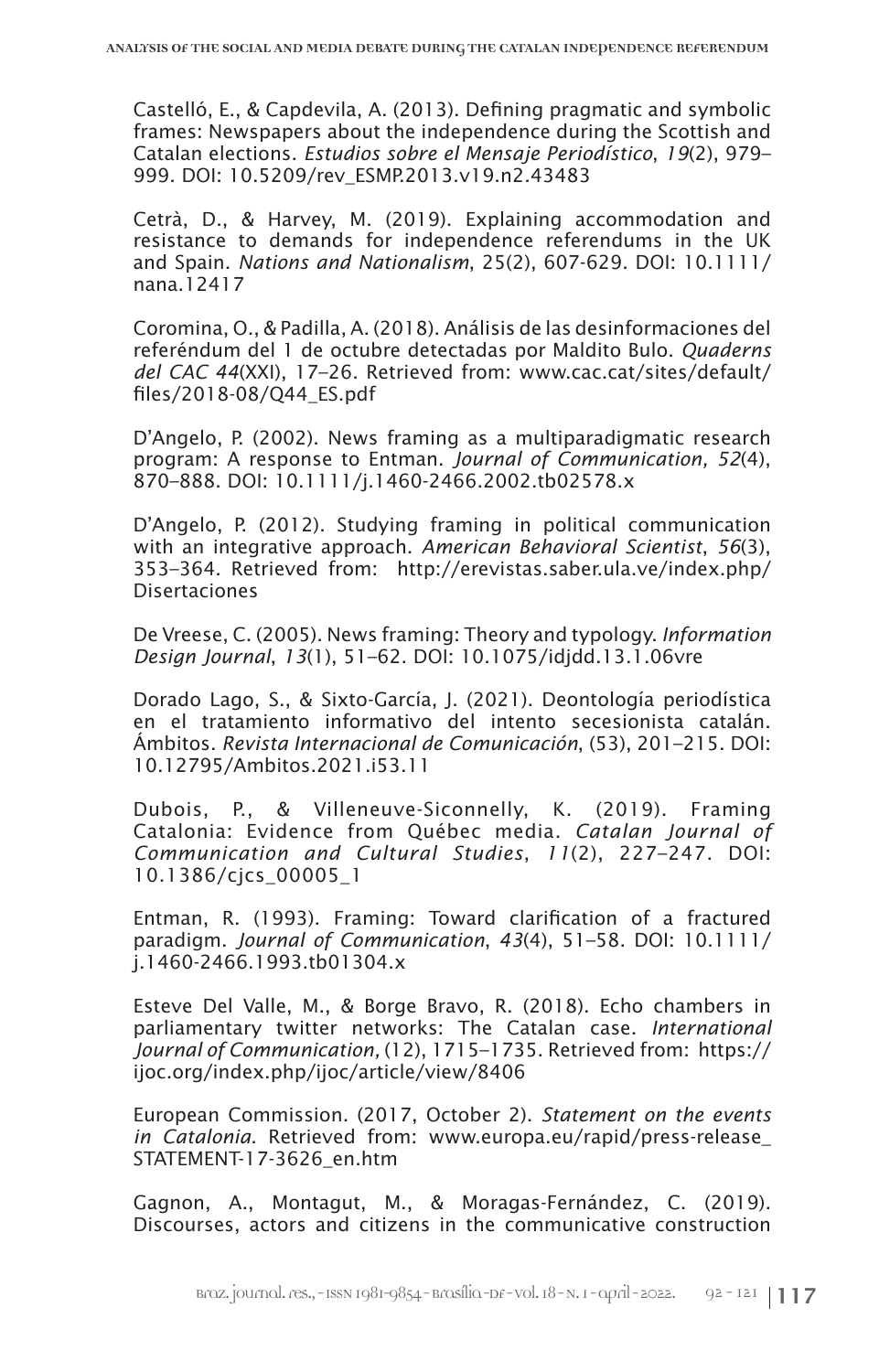Castelló, E., & Capdevila, A. (2013). Defining pragmatic and symbolic frames: Newspapers about the independence during the Scottish and Catalan elections. *Estudios sobre el Mensaje Periodístico*, *19*(2), 979–999. DOI: 10.5209/rev_ESMP.2013.v19.n2.43483

Cetrà, D., & Harvey, M. (2019). Explaining accommodation and resistance to demands for independence referendums in the UK and Spain. *Nations and Nationalism*, 25(2), 607-629. DOI: 10.1111/nana.12417

Coromina, O., & Padilla, A. (2018). Análisis de las desinformaciones del referéndum del 1 de octubre detectadas por Maldito Bulo. *Quaderns del CAC 44*(XXI), 17–26. Retrieved from: www.cac.cat/sites/default/files/2018-08/Q44_ES.pdf

D'Angelo, P. (2002). News framing as a multiparadigmatic research program: A response to Entman. *Journal of Communication, 52*(4), 870–888. DOI: 10.1111/j.1460-2466.2002.tb02578.x

D'Angelo, P. (2012). Studying framing in political communication with an integrative approach. *American Behavioral Scientist*, *56*(3), 353–364. Retrieved from: http://erevistas.saber.ula.ve/index.php/Disertaciones

De Vreese, C. (2005). News framing: Theory and typology. *Information Design Journal*, *13*(1), 51–62. DOI: 10.1075/idjdd.13.1.06vre

Dorado Lago, S., & Sixto-García, J. (2021). Deontología periodística en el tratamiento informativo del intento secesionista catalán. Ámbitos. *Revista Internacional de Comunicación*, (53), 201–215. DOI: 10.12795/Ambitos.2021.i53.11

Dubois, P., & Villeneuve-Siconnelly, K. (2019). Framing Catalonia: Evidence from Québec media. *Catalan Journal of Communication and Cultural Studies*, *11*(2), 227–247. DOI: 10.1386/cjcs_00005_1

Entman, R. (1993). Framing: Toward clarification of a fractured paradigm. *Journal of Communication*, *43*(4), 51–58. DOI: 10.1111/j.1460-2466.1993.tb01304.x

Esteve Del Valle, M., & Borge Bravo, R. (2018). Echo chambers in parliamentary twitter networks: The Catalan case. *International Journal of Communication,* (12), 1715–1735. Retrieved from: https://ijoc.org/index.php/ijoc/article/view/8406

European Commission. (2017, October 2). *Statement on the events in Catalonia*. Retrieved from: www.europa.eu/rapid/press-release_STATEMENT-17-3626_en.htm

Gagnon, A., Montagut, M., & Moragas-Fernández, C. (2019). Discourses, actors and citizens in the communicative construction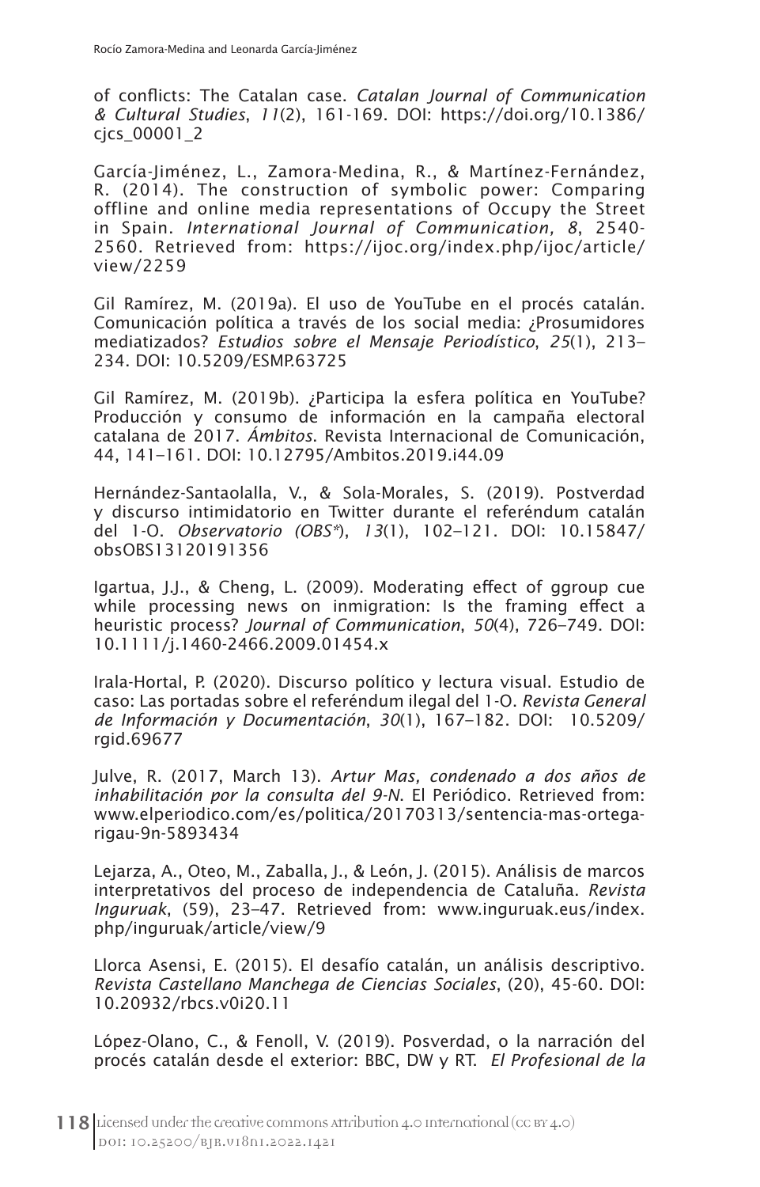of conflicts: The Catalan case. *Catalan Journal of Communication & Cultural Studies*, *11*(2), 161-169. DOI: https://doi.org/10.1386/cjcs_00001_2

García-Jiménez, L., Zamora-Medina, R., & Martínez-Fernández, R. (2014). The construction of symbolic power: Comparing offline and online media representations of Occupy the Street in Spain. *International Journal of Communication*, *8*, 2540-2560. Retrieved from: https://ijoc.org/index.php/ijoc/article/view/2259

Gil Ramírez, M. (2019a). El uso de YouTube en el procés catalán. Comunicación política a través de los social media: ¿Prosumidores mediatizados? *Estudios sobre el Mensaje Periodístico*, *25*(1), 213–234. DOI: 10.5209/ESMP.63725

Gil Ramírez, M. (2019b). ¿Participa la esfera política en YouTube? Producción y consumo de información en la campaña electoral catalana de 2017. *Ámbitos*. Revista Internacional de Comunicación, 44, 141–161. DOI: 10.12795/Ambitos.2019.i44.09

Hernández-Santaolalla, V., & Sola-Morales, S. (2019). Postverdad y discurso intimidatorio en Twitter durante el referéndum catalán del 1-O. *Observatorio (OBS*)*, *13*(1), 102–121. DOI: 10.15847/obsOBS13120191356

Igartua, J.J., & Cheng, L. (2009). Moderating effect of ggroup cue while processing news on inmigration: Is the framing effect a heuristic process? *Journal of Communication*, *50*(4), 726–749. DOI: 10.1111/j.1460-2466.2009.01454.x

Irala-Hortal, P. (2020). Discurso político y lectura visual. Estudio de caso: Las portadas sobre el referéndum ilegal del 1-O. *Revista General de Información y Documentación*, *30*(1), 167–182. DOI: 10.5209/rgid.69677

Julve, R. (2017, March 13). *Artur Mas, condenado a dos años de inhabilitación por la consulta del 9-N*. El Periódico. Retrieved from: www.elperiodico.com/es/politica/20170313/sentencia-mas-ortega-rigau-9n-5893434

Lejarza, A., Oteo, M., Zaballa, J., & León, J. (2015). Análisis de marcos interpretativos del proceso de independencia de Cataluña. *Revista Inguruak*, (59), 23–47. Retrieved from: www.inguruak.eus/index.php/inguruak/article/view/9

Llorca Asensi, E. (2015). El desafío catalán, un análisis descriptivo. *Revista Castellano Manchega de Ciencias Sociales*, (20), 45-60. DOI: 10.20932/rbcs.v0i20.11

López-Olano, C., & Fenoll, V. (2019). Posverdad, o la narración del procés catalán desde el exterior: BBC, DW y RT. *El Profesional de la*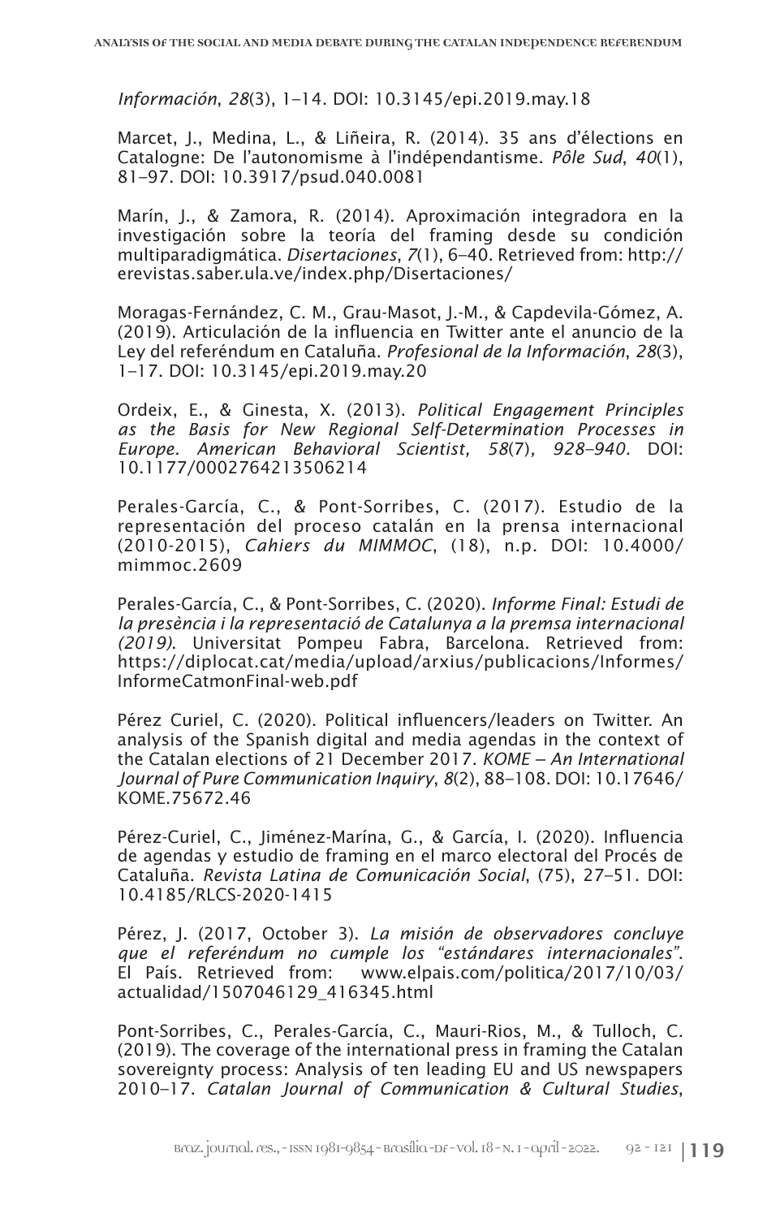*Información*, *28*(3), 1–14. DOI: 10.3145/epi.2019.may.18

Marcet, J., Medina, L., & Liñeira, R. (2014). 35 ans d'élections en Catalogne: De l'autonomisme à l'indépendantisme. *Pôle Sud*, *40*(1), 81–97. DOI: 10.3917/psud.040.0081

Marín, J., & Zamora, R. (2014). Aproximación integradora en la investigación sobre la teoría del framing desde su condición multiparadigmática. *Disertaciones*, *7*(1), 6–40. Retrieved from: http://erevistas.saber.ula.ve/index.php/Disertaciones/

Moragas-Fernández, C. M., Grau-Masot, J.-M., & Capdevila-Gómez, A. (2019). Articulación de la influencia en Twitter ante el anuncio de la Ley del referéndum en Cataluña. *Profesional de la Información*, *28*(3), 1–17. DOI: 10.3145/epi.2019.may.20

Ordeix, E., & Ginesta, X. (2013). *Political Engagement Principles as the Basis for New Regional Self-Determination Processes in Europe. American Behavioral Scientist, 58*(7)*, 928–940.* DOI: 10.1177/0002764213506214

Perales-García, C., & Pont-Sorribes, C. (2017). Estudio de la representación del proceso catalán en la prensa internacional (2010-2015), *Cahiers du MIMMOC*, (18), n.p. DOI: 10.4000/mimmoc.2609

Perales-García, C., & Pont-Sorribes, C. (2020). *Informe Final: Estudi de la presència i la representació de Catalunya a la premsa internacional (2019)*. Universitat Pompeu Fabra, Barcelona. Retrieved from: https://diplocat.cat/media/upload/arxius/publicacions/Informes/InformeCatmonFinal-web.pdf

Pérez Curiel, C. (2020). Political influencers/leaders on Twitter. An analysis of the Spanish digital and media agendas in the context of the Catalan elections of 21 December 2017. *KOME – An International Journal of Pure Communication Inquiry*, *8*(2), 88–108. DOI: 10.17646/KOME.75672.46

Pérez-Curiel, C., Jiménez-Marína, G., & García, I. (2020). Influencia de agendas y estudio de framing en el marco electoral del Procés de Cataluña. *Revista Latina de Comunicación Social*, (75), 27–51. DOI: 10.4185/RLCS-2020-1415

Pérez, J. (2017, October 3). *La misión de observadores concluye que el referéndum no cumple los "estándares internacionales"*. El País. Retrieved from: www.elpais.com/politica/2017/10/03/actualidad/1507046129_416345.html

Pont-Sorribes, C., Perales-García, C., Mauri-Rios, M., & Tulloch, C. (2019). The coverage of the international press in framing the Catalan sovereignty process: Analysis of ten leading EU and US newspapers 2010–17. *Catalan Journal of Communication & Cultural Studies*,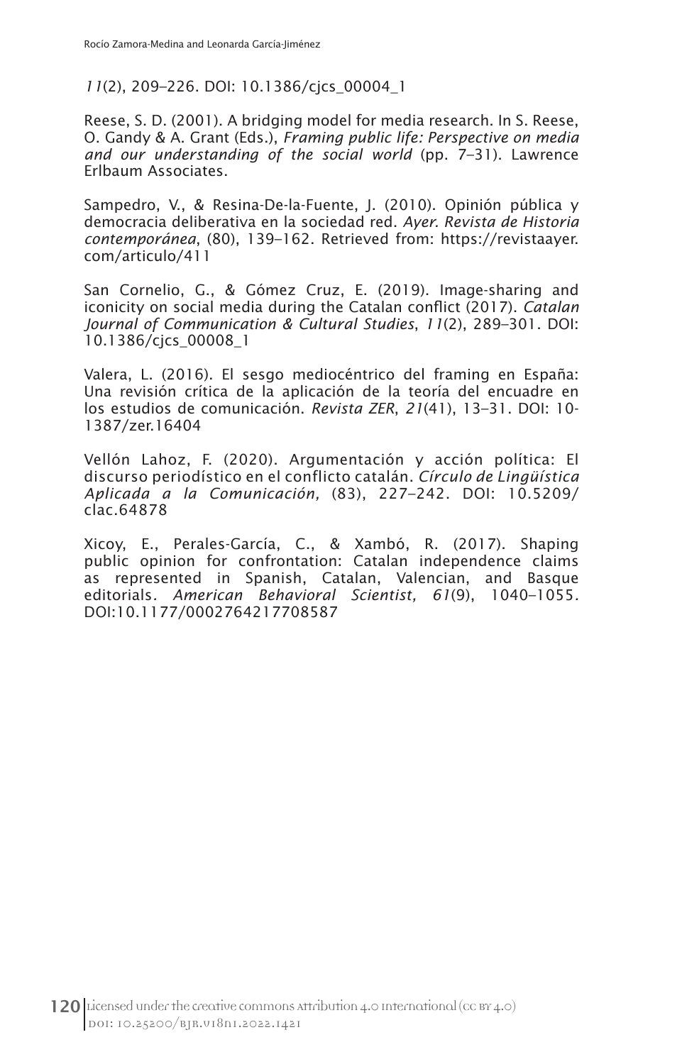*11*(2), 209–226. DOI: 10.1386/cjcs_00004_1

Reese, S. D. (2001). A bridging model for media research. In S. Reese, O. Gandy & A. Grant (Eds.), *Framing public life: Perspective on media and our understanding of the social world* (pp. 7–31). Lawrence Erlbaum Associates.

Sampedro, V., & Resina-De-la-Fuente, J. (2010). Opinión pública y democracia deliberativa en la sociedad red. *Ayer. Revista de Historia contemporánea*, (80), 139–162. Retrieved from: https://revistaayer.com/articulo/411

San Cornelio, G., & Gómez Cruz, E. (2019). Image-sharing and iconicity on social media during the Catalan conflict (2017). *Catalan Journal of Communication & Cultural Studies*, *11*(2), 289–301. DOI: 10.1386/cjcs_00008_1

Valera, L. (2016). El sesgo mediocéntrico del framing en España: Una revisión crítica de la aplicación de la teoría del encuadre en los estudios de comunicación. *Revista ZER*, *21*(41), 13–31. DOI: 10-1387/zer.16404

Vellón Lahoz, F. (2020). Argumentación y acción política: El discurso periodístico en el conflicto catalán. *Círculo de Lingüística Aplicada a la Comunicación,* (83), 227–242. DOI: 10.5209/clac.64878

Xicoy, E., Perales-García, C., & Xambó, R. (2017). Shaping public opinion for confrontation: Catalan independence claims as represented in Spanish, Catalan, Valencian, and Basque editorials. *American Behavioral Scientist, 61*(9), 1040–1055. DOI:10.1177/0002764217708587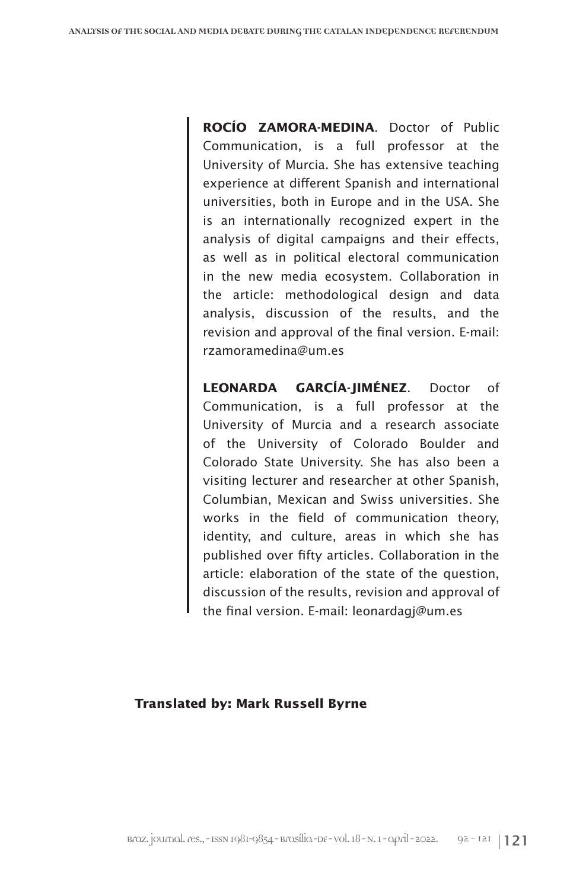**ROCÍO ZAMORA-MEDINA**. Doctor of Public Communication, is a full professor at the University of Murcia. She has extensive teaching experience at different Spanish and international universities, both in Europe and in the USA. She is an internationally recognized expert in the analysis of digital campaigns and their effects, as well as in political electoral communication in the new media ecosystem. Collaboration in the article: methodological design and data analysis, discussion of the results, and the revision and approval of the final version. E-mail: rzamoramedina@um.es

**LEONARDA GARCÍA-JIMÉNEZ**. Doctor of Communication, is a full professor at the University of Murcia and a research associate of the University of Colorado Boulder and Colorado State University. She has also been a visiting lecturer and researcher at other Spanish, Columbian, Mexican and Swiss universities. She works in the field of communication theory, identity, and culture, areas in which she has published over fifty articles. Collaboration in the article: elaboration of the state of the question, discussion of the results, revision and approval of the final version. E-mail: leonardagj@um.es

**Translated by: Mark Russell Byrne**